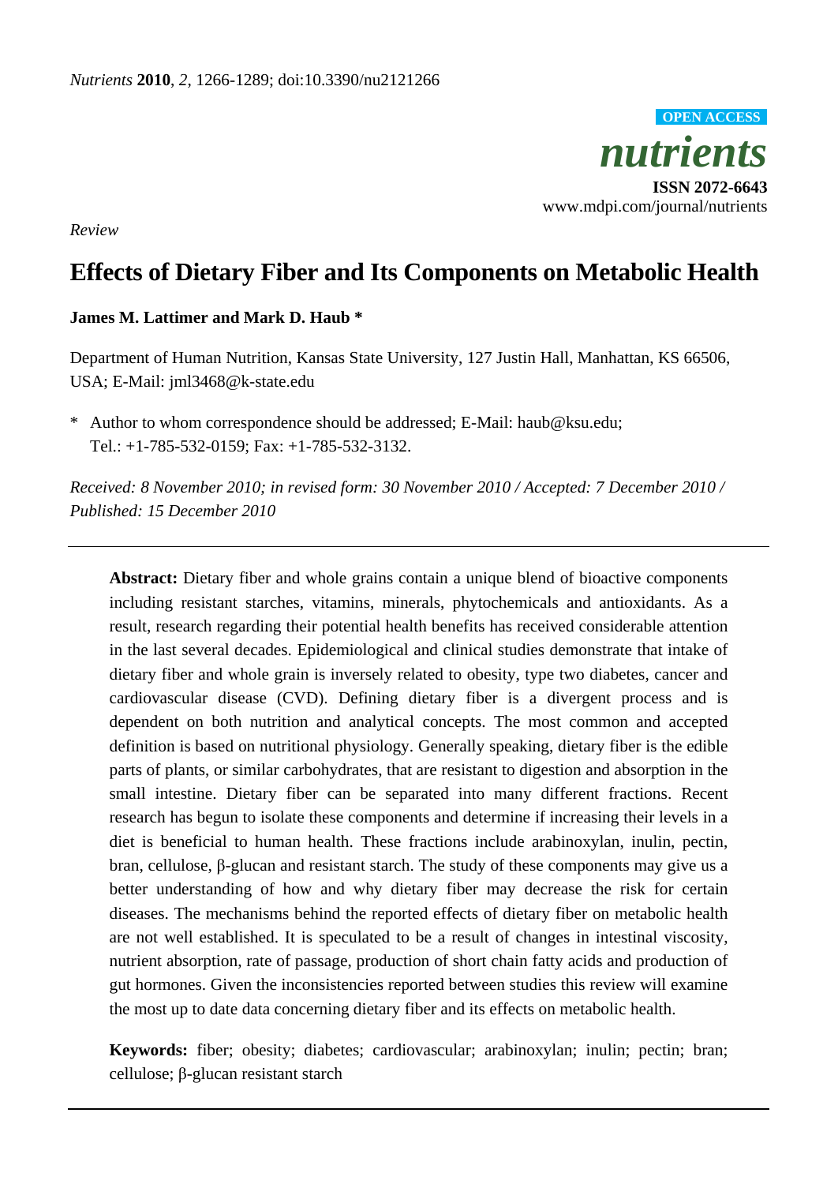*Nutrients* **2010**, *2*, 1266-1289; doi:10.3390/nu2121266

**OPEN ACCESS**

***nutrients***

**ISSN 2072-6643**

www.mdpi.com/journal/nutrients

*Review*

# Effects of Dietary Fiber and Its Components on Metabolic Health

**James M. Lattimer and Mark D. Haub \***

Department of Human Nutrition, Kansas State University, 127 Justin Hall, Manhattan, KS 66506, USA; E-Mail: jml3468@k-state.edu

\* Author to whom correspondence should be addressed; E-Mail: haub@ksu.edu; Tel.: +1-785-532-0159; Fax: +1-785-532-3132.

*Received: 8 November 2010; in revised form: 30 November 2010 / Accepted: 7 December 2010 / Published: 15 December 2010*

---

**Abstract:** Dietary fiber and whole grains contain a unique blend of bioactive components including resistant starches, vitamins, minerals, phytochemicals and antioxidants. As a result, research regarding their potential health benefits has received considerable attention in the last several decades. Epidemiological and clinical studies demonstrate that intake of dietary fiber and whole grain is inversely related to obesity, type two diabetes, cancer and cardiovascular disease (CVD). Defining dietary fiber is a divergent process and is dependent on both nutrition and analytical concepts. The most common and accepted definition is based on nutritional physiology. Generally speaking, dietary fiber is the edible parts of plants, or similar carbohydrates, that are resistant to digestion and absorption in the small intestine. Dietary fiber can be separated into many different fractions. Recent research has begun to isolate these components and determine if increasing their levels in a diet is beneficial to human health. These fractions include arabinoxylan, inulin, pectin, bran, cellulose, β-glucan and resistant starch. The study of these components may give us a better understanding of how and why dietary fiber may decrease the risk for certain diseases. The mechanisms behind the reported effects of dietary fiber on metabolic health are not well established. It is speculated to be a result of changes in intestinal viscosity, nutrient absorption, rate of passage, production of short chain fatty acids and production of gut hormones. Given the inconsistencies reported between studies this review will examine the most up to date data concerning dietary fiber and its effects on metabolic health.

**Keywords:** fiber; obesity; diabetes; cardiovascular; arabinoxylan; inulin; pectin; bran; cellulose; β-glucan resistant starch

---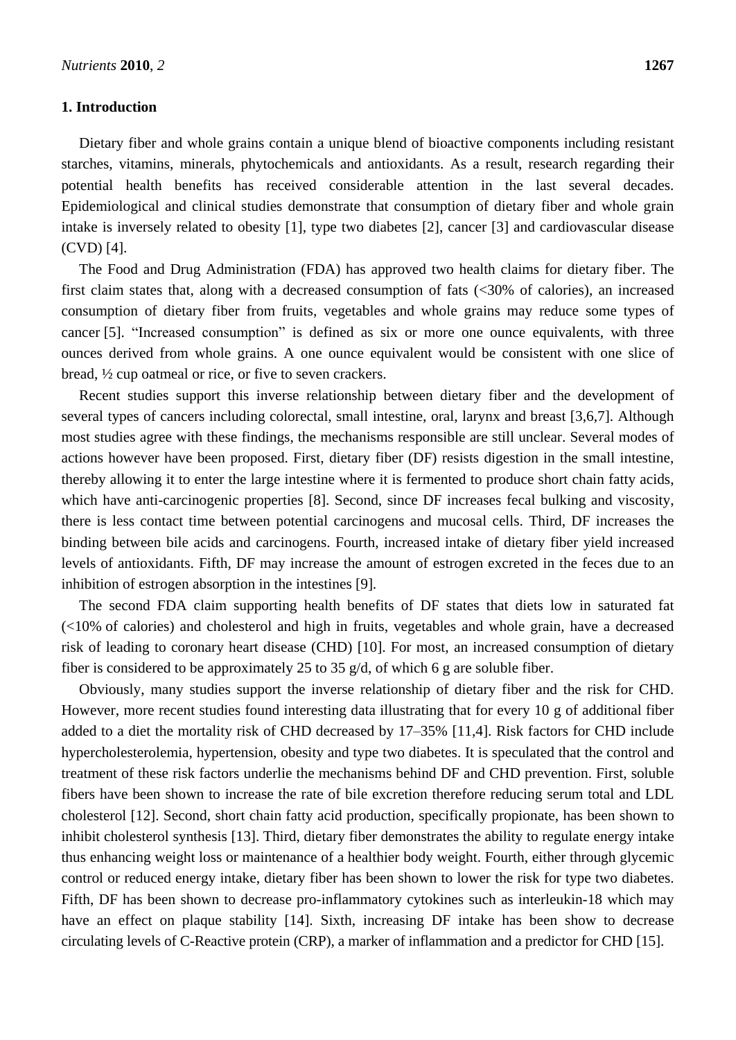## 1. Introduction

Dietary fiber and whole grains contain a unique blend of bioactive components including resistant starches, vitamins, minerals, phytochemicals and antioxidants. As a result, research regarding their potential health benefits has received considerable attention in the last several decades. Epidemiological and clinical studies demonstrate that consumption of dietary fiber and whole grain intake is inversely related to obesity [1], type two diabetes [2], cancer [3] and cardiovascular disease (CVD) [4].

The Food and Drug Administration (FDA) has approved two health claims for dietary fiber. The first claim states that, along with a decreased consumption of fats (<30% of calories), an increased consumption of dietary fiber from fruits, vegetables and whole grains may reduce some types of cancer [5]. "Increased consumption" is defined as six or more one ounce equivalents, with three ounces derived from whole grains. A one ounce equivalent would be consistent with one slice of bread, ½ cup oatmeal or rice, or five to seven crackers.

Recent studies support this inverse relationship between dietary fiber and the development of several types of cancers including colorectal, small intestine, oral, larynx and breast [3,6,7]. Although most studies agree with these findings, the mechanisms responsible are still unclear. Several modes of actions however have been proposed. First, dietary fiber (DF) resists digestion in the small intestine, thereby allowing it to enter the large intestine where it is fermented to produce short chain fatty acids, which have anti-carcinogenic properties [8]. Second, since DF increases fecal bulking and viscosity, there is less contact time between potential carcinogens and mucosal cells. Third, DF increases the binding between bile acids and carcinogens. Fourth, increased intake of dietary fiber yield increased levels of antioxidants. Fifth, DF may increase the amount of estrogen excreted in the feces due to an inhibition of estrogen absorption in the intestines [9].

The second FDA claim supporting health benefits of DF states that diets low in saturated fat (<10% of calories) and cholesterol and high in fruits, vegetables and whole grain, have a decreased risk of leading to coronary heart disease (CHD) [10]. For most, an increased consumption of dietary fiber is considered to be approximately 25 to 35 g/d, of which 6 g are soluble fiber.

Obviously, many studies support the inverse relationship of dietary fiber and the risk for CHD. However, more recent studies found interesting data illustrating that for every 10 g of additional fiber added to a diet the mortality risk of CHD decreased by 17–35% [11,4]. Risk factors for CHD include hypercholesterolemia, hypertension, obesity and type two diabetes. It is speculated that the control and treatment of these risk factors underlie the mechanisms behind DF and CHD prevention. First, soluble fibers have been shown to increase the rate of bile excretion therefore reducing serum total and LDL cholesterol [12]. Second, short chain fatty acid production, specifically propionate, has been shown to inhibit cholesterol synthesis [13]. Third, dietary fiber demonstrates the ability to regulate energy intake thus enhancing weight loss or maintenance of a healthier body weight. Fourth, either through glycemic control or reduced energy intake, dietary fiber has been shown to lower the risk for type two diabetes. Fifth, DF has been shown to decrease pro-inflammatory cytokines such as interleukin-18 which may have an effect on plaque stability [14]. Sixth, increasing DF intake has been show to decrease circulating levels of C-Reactive protein (CRP), a marker of inflammation and a predictor for CHD [15].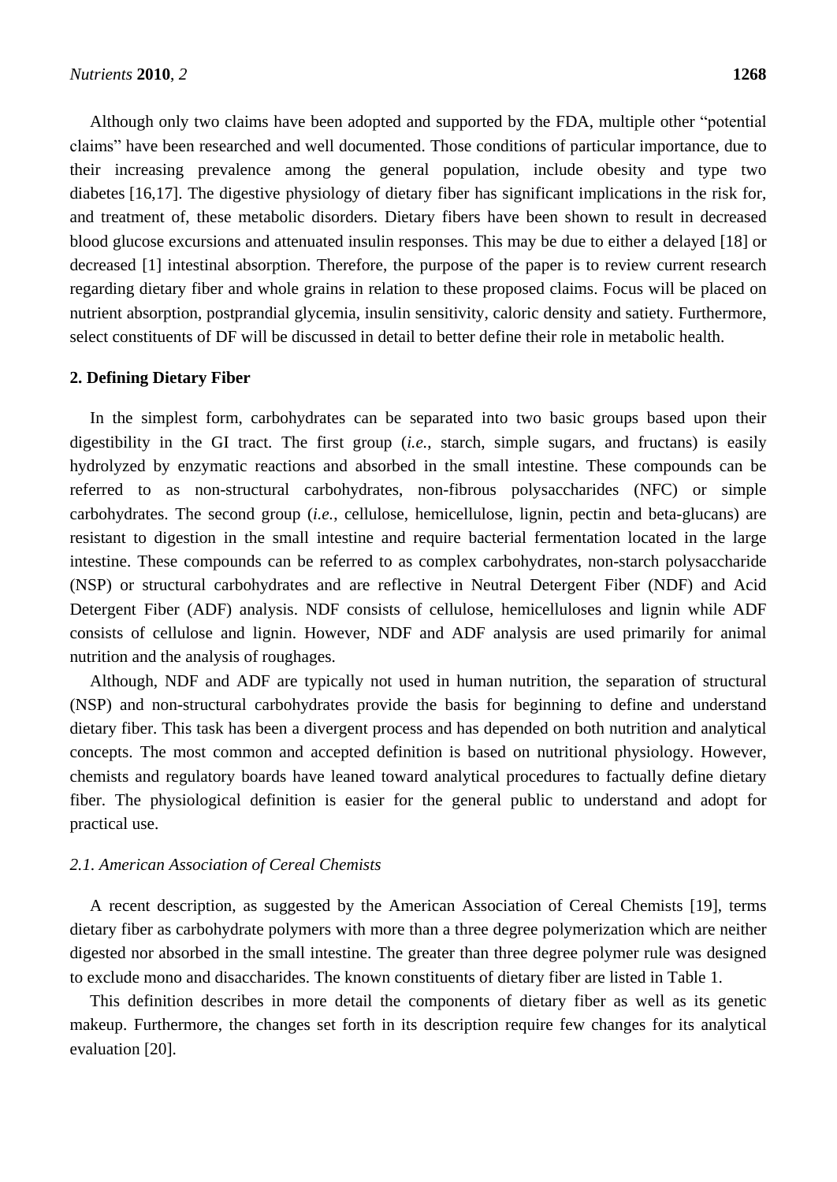Although only two claims have been adopted and supported by the FDA, multiple other "potential claims" have been researched and well documented. Those conditions of particular importance, due to their increasing prevalence among the general population, include obesity and type two diabetes [16,17]. The digestive physiology of dietary fiber has significant implications in the risk for, and treatment of, these metabolic disorders. Dietary fibers have been shown to result in decreased blood glucose excursions and attenuated insulin responses. This may be due to either a delayed [18] or decreased [1] intestinal absorption. Therefore, the purpose of the paper is to review current research regarding dietary fiber and whole grains in relation to these proposed claims. Focus will be placed on nutrient absorption, postprandial glycemia, insulin sensitivity, caloric density and satiety. Furthermore, select constituents of DF will be discussed in detail to better define their role in metabolic health.

## 2. Defining Dietary Fiber

In the simplest form, carbohydrates can be separated into two basic groups based upon their digestibility in the GI tract. The first group (*i.e.*, starch, simple sugars, and fructans) is easily hydrolyzed by enzymatic reactions and absorbed in the small intestine. These compounds can be referred to as non-structural carbohydrates, non-fibrous polysaccharides (NFC) or simple carbohydrates. The second group (*i.e.*, cellulose, hemicellulose, lignin, pectin and beta-glucans) are resistant to digestion in the small intestine and require bacterial fermentation located in the large intestine. These compounds can be referred to as complex carbohydrates, non-starch polysaccharide (NSP) or structural carbohydrates and are reflective in Neutral Detergent Fiber (NDF) and Acid Detergent Fiber (ADF) analysis. NDF consists of cellulose, hemicelluloses and lignin while ADF consists of cellulose and lignin. However, NDF and ADF analysis are used primarily for animal nutrition and the analysis of roughages.

Although, NDF and ADF are typically not used in human nutrition, the separation of structural (NSP) and non-structural carbohydrates provide the basis for beginning to define and understand dietary fiber. This task has been a divergent process and has depended on both nutrition and analytical concepts. The most common and accepted definition is based on nutritional physiology. However, chemists and regulatory boards have leaned toward analytical procedures to factually define dietary fiber. The physiological definition is easier for the general public to understand and adopt for practical use.

### *2.1. American Association of Cereal Chemists*

A recent description, as suggested by the American Association of Cereal Chemists [19], terms dietary fiber as carbohydrate polymers with more than a three degree polymerization which are neither digested nor absorbed in the small intestine. The greater than three degree polymer rule was designed to exclude mono and disaccharides. The known constituents of dietary fiber are listed in Table 1.

This definition describes in more detail the components of dietary fiber as well as its genetic makeup. Furthermore, the changes set forth in its description require few changes for its analytical evaluation [20].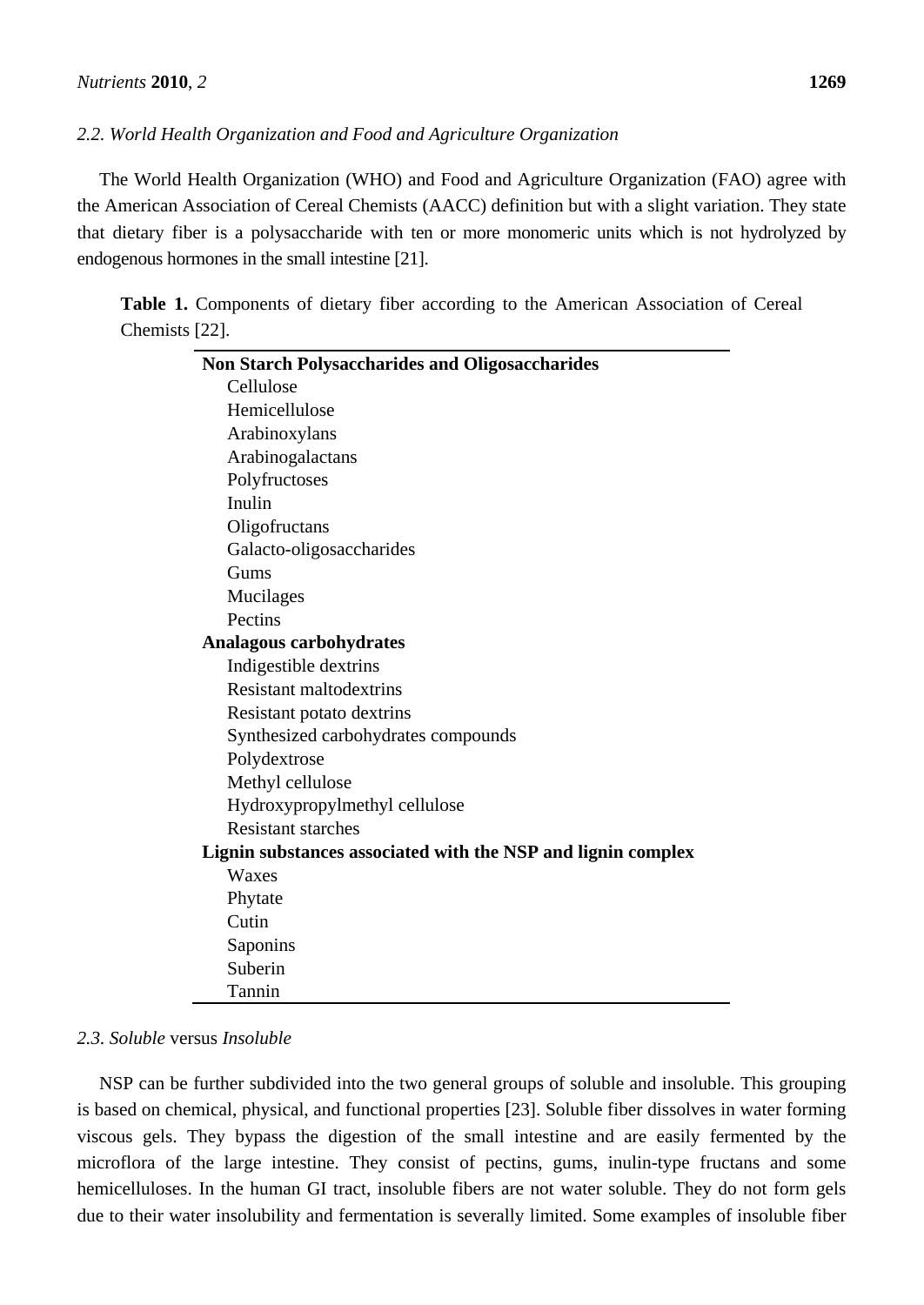### 2.2. World Health Organization and Food and Agriculture Organization

The World Health Organization (WHO) and Food and Agriculture Organization (FAO) agree with the American Association of Cereal Chemists (AACC) definition but with a slight variation. They state that dietary fiber is a polysaccharide with ten or more monomeric units which is not hydrolyzed by endogenous hormones in the small intestine [21].

**Table 1.** Components of dietary fiber according to the American Association of Cereal Chemists [22].

| **Non Starch Polysaccharides and Oligosaccharides** |
|---|
| Cellulose |
| Hemicellulose |
| Arabinoxylans |
| Arabinogalactans |
| Polyfructoses |
| Inulin |
| Oligofructans |
| Galacto-oligosaccharides |
| Gums |
| Mucilages |
| Pectins |
| **Analagous carbohydrates** |
| Indigestible dextrins |
| Resistant maltodextrins |
| Resistant potato dextrins |
| Synthesized carbohydrates compounds |
| Polydextrose |
| Methyl cellulose |
| Hydroxypropylmethyl cellulose |
| Resistant starches |
| **Lignin substances associated with the NSP and lignin complex** |
| Waxes |
| Phytate |
| Cutin |
| Saponins |
| Suberin |
| Tannin |

### 2.3. *Soluble* versus *Insoluble*

NSP can be further subdivided into the two general groups of soluble and insoluble. This grouping is based on chemical, physical, and functional properties [23]. Soluble fiber dissolves in water forming viscous gels. They bypass the digestion of the small intestine and are easily fermented by the microflora of the large intestine. They consist of pectins, gums, inulin-type fructans and some hemicelluloses. In the human GI tract, insoluble fibers are not water soluble. They do not form gels due to their water insolubility and fermentation is severally limited. Some examples of insoluble fiber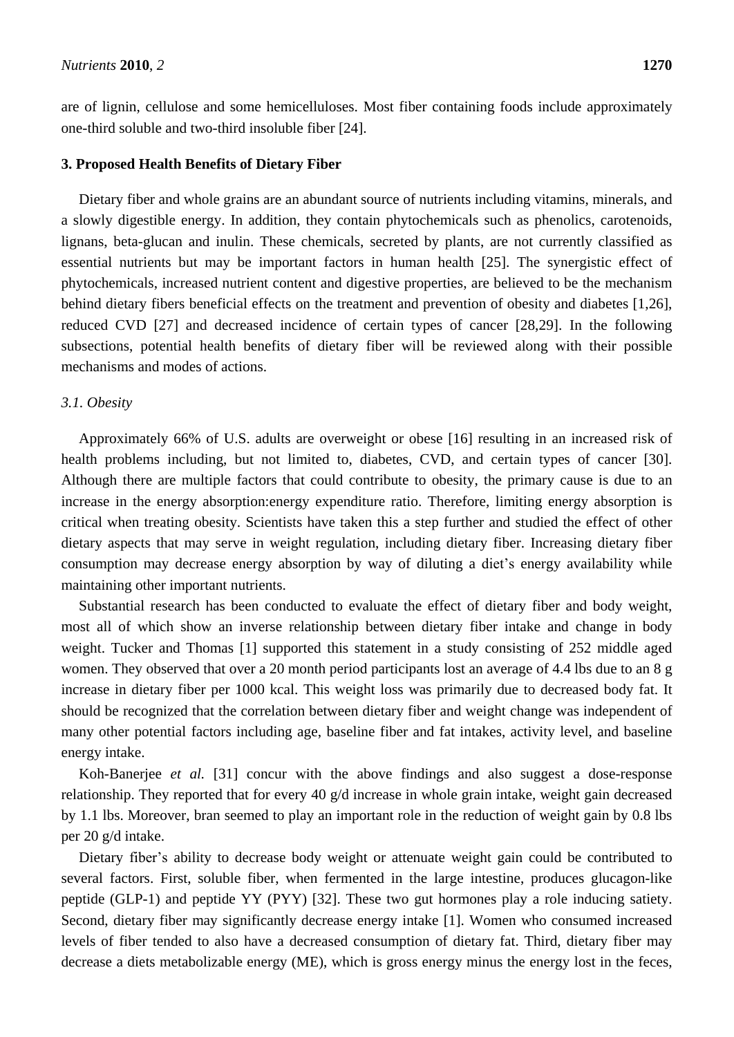are of lignin, cellulose and some hemicelluloses. Most fiber containing foods include approximately one-third soluble and two-third insoluble fiber [24].

## 3. Proposed Health Benefits of Dietary Fiber

Dietary fiber and whole grains are an abundant source of nutrients including vitamins, minerals, and a slowly digestible energy. In addition, they contain phytochemicals such as phenolics, carotenoids, lignans, beta-glucan and inulin. These chemicals, secreted by plants, are not currently classified as essential nutrients but may be important factors in human health [25]. The synergistic effect of phytochemicals, increased nutrient content and digestive properties, are believed to be the mechanism behind dietary fibers beneficial effects on the treatment and prevention of obesity and diabetes [1,26], reduced CVD [27] and decreased incidence of certain types of cancer [28,29]. In the following subsections, potential health benefits of dietary fiber will be reviewed along with their possible mechanisms and modes of actions.

### *3.1. Obesity*

Approximately 66% of U.S. adults are overweight or obese [16] resulting in an increased risk of health problems including, but not limited to, diabetes, CVD, and certain types of cancer [30]. Although there are multiple factors that could contribute to obesity, the primary cause is due to an increase in the energy absorption:energy expenditure ratio. Therefore, limiting energy absorption is critical when treating obesity. Scientists have taken this a step further and studied the effect of other dietary aspects that may serve in weight regulation, including dietary fiber. Increasing dietary fiber consumption may decrease energy absorption by way of diluting a diet's energy availability while maintaining other important nutrients.

Substantial research has been conducted to evaluate the effect of dietary fiber and body weight, most all of which show an inverse relationship between dietary fiber intake and change in body weight. Tucker and Thomas [1] supported this statement in a study consisting of 252 middle aged women. They observed that over a 20 month period participants lost an average of 4.4 lbs due to an 8 g increase in dietary fiber per 1000 kcal. This weight loss was primarily due to decreased body fat. It should be recognized that the correlation between dietary fiber and weight change was independent of many other potential factors including age, baseline fiber and fat intakes, activity level, and baseline energy intake.

Koh-Banerjee *et al.* [31] concur with the above findings and also suggest a dose-response relationship. They reported that for every 40 g/d increase in whole grain intake, weight gain decreased by 1.1 lbs. Moreover, bran seemed to play an important role in the reduction of weight gain by 0.8 lbs per 20 g/d intake.

Dietary fiber's ability to decrease body weight or attenuate weight gain could be contributed to several factors. First, soluble fiber, when fermented in the large intestine, produces glucagon-like peptide (GLP-1) and peptide YY (PYY) [32]. These two gut hormones play a role inducing satiety. Second, dietary fiber may significantly decrease energy intake [1]. Women who consumed increased levels of fiber tended to also have a decreased consumption of dietary fat. Third, dietary fiber may decrease a diets metabolizable energy (ME), which is gross energy minus the energy lost in the feces,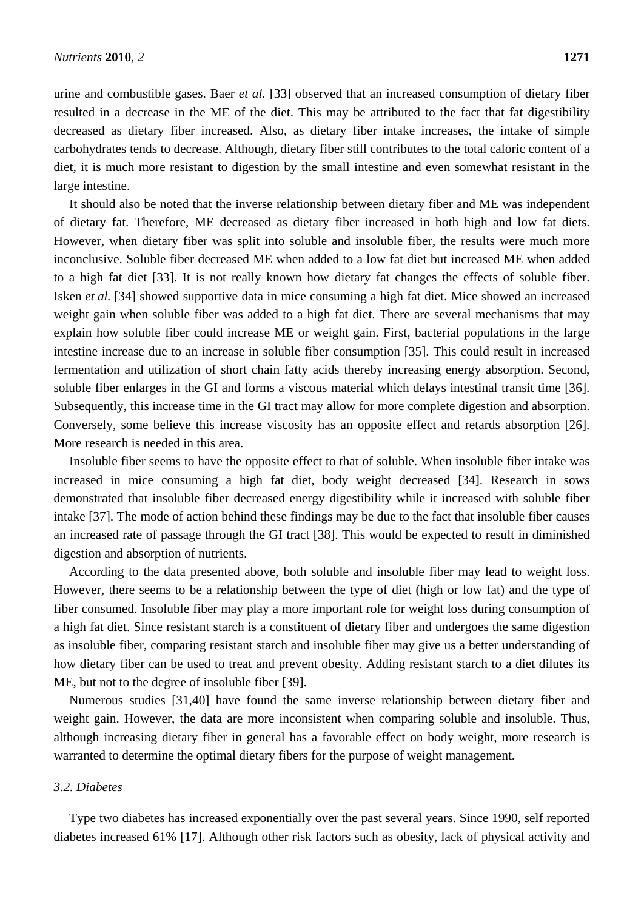urine and combustible gases. Baer *et al.* [33] observed that an increased consumption of dietary fiber resulted in a decrease in the ME of the diet. This may be attributed to the fact that fat digestibility decreased as dietary fiber increased. Also, as dietary fiber intake increases, the intake of simple carbohydrates tends to decrease. Although, dietary fiber still contributes to the total caloric content of a diet, it is much more resistant to digestion by the small intestine and even somewhat resistant in the large intestine.

It should also be noted that the inverse relationship between dietary fiber and ME was independent of dietary fat. Therefore, ME decreased as dietary fiber increased in both high and low fat diets. However, when dietary fiber was split into soluble and insoluble fiber, the results were much more inconclusive. Soluble fiber decreased ME when added to a low fat diet but increased ME when added to a high fat diet [33]. It is not really known how dietary fat changes the effects of soluble fiber. Isken *et al.* [34] showed supportive data in mice consuming a high fat diet. Mice showed an increased weight gain when soluble fiber was added to a high fat diet. There are several mechanisms that may explain how soluble fiber could increase ME or weight gain. First, bacterial populations in the large intestine increase due to an increase in soluble fiber consumption [35]. This could result in increased fermentation and utilization of short chain fatty acids thereby increasing energy absorption. Second, soluble fiber enlarges in the GI and forms a viscous material which delays intestinal transit time [36]. Subsequently, this increase time in the GI tract may allow for more complete digestion and absorption. Conversely, some believe this increase viscosity has an opposite effect and retards absorption [26]. More research is needed in this area.

Insoluble fiber seems to have the opposite effect to that of soluble. When insoluble fiber intake was increased in mice consuming a high fat diet, body weight decreased [34]. Research in sows demonstrated that insoluble fiber decreased energy digestibility while it increased with soluble fiber intake [37]. The mode of action behind these findings may be due to the fact that insoluble fiber causes an increased rate of passage through the GI tract [38]. This would be expected to result in diminished digestion and absorption of nutrients.

According to the data presented above, both soluble and insoluble fiber may lead to weight loss. However, there seems to be a relationship between the type of diet (high or low fat) and the type of fiber consumed. Insoluble fiber may play a more important role for weight loss during consumption of a high fat diet. Since resistant starch is a constituent of dietary fiber and undergoes the same digestion as insoluble fiber, comparing resistant starch and insoluble fiber may give us a better understanding of how dietary fiber can be used to treat and prevent obesity. Adding resistant starch to a diet dilutes its ME, but not to the degree of insoluble fiber [39].

Numerous studies [31,40] have found the same inverse relationship between dietary fiber and weight gain. However, the data are more inconsistent when comparing soluble and insoluble. Thus, although increasing dietary fiber in general has a favorable effect on body weight, more research is warranted to determine the optimal dietary fibers for the purpose of weight management.

### *3.2. Diabetes*

Type two diabetes has increased exponentially over the past several years. Since 1990, self reported diabetes increased 61% [17]. Although other risk factors such as obesity, lack of physical activity and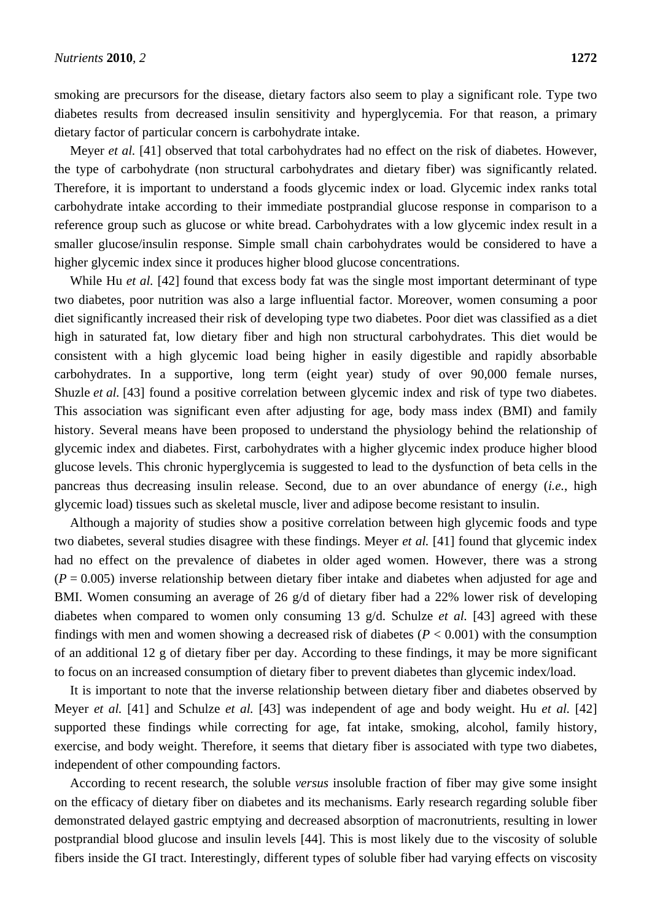smoking are precursors for the disease, dietary factors also seem to play a significant role. Type two diabetes results from decreased insulin sensitivity and hyperglycemia. For that reason, a primary dietary factor of particular concern is carbohydrate intake.

Meyer *et al.* [41] observed that total carbohydrates had no effect on the risk of diabetes. However, the type of carbohydrate (non structural carbohydrates and dietary fiber) was significantly related. Therefore, it is important to understand a foods glycemic index or load. Glycemic index ranks total carbohydrate intake according to their immediate postprandial glucose response in comparison to a reference group such as glucose or white bread. Carbohydrates with a low glycemic index result in a smaller glucose/insulin response. Simple small chain carbohydrates would be considered to have a higher glycemic index since it produces higher blood glucose concentrations.

While Hu *et al.* [42] found that excess body fat was the single most important determinant of type two diabetes, poor nutrition was also a large influential factor. Moreover, women consuming a poor diet significantly increased their risk of developing type two diabetes. Poor diet was classified as a diet high in saturated fat, low dietary fiber and high non structural carbohydrates. This diet would be consistent with a high glycemic load being higher in easily digestible and rapidly absorbable carbohydrates. In a supportive, long term (eight year) study of over 90,000 female nurses, Shuzle *et al.* [43] found a positive correlation between glycemic index and risk of type two diabetes. This association was significant even after adjusting for age, body mass index (BMI) and family history. Several means have been proposed to understand the physiology behind the relationship of glycemic index and diabetes. First, carbohydrates with a higher glycemic index produce higher blood glucose levels. This chronic hyperglycemia is suggested to lead to the dysfunction of beta cells in the pancreas thus decreasing insulin release. Second, due to an over abundance of energy (*i.e.*, high glycemic load) tissues such as skeletal muscle, liver and adipose become resistant to insulin.

Although a majority of studies show a positive correlation between high glycemic foods and type two diabetes, several studies disagree with these findings. Meyer *et al.* [41] found that glycemic index had no effect on the prevalence of diabetes in older aged women. However, there was a strong ($P = 0.005$) inverse relationship between dietary fiber intake and diabetes when adjusted for age and BMI. Women consuming an average of 26 g/d of dietary fiber had a 22% lower risk of developing diabetes when compared to women only consuming 13 g/d. Schulze *et al.* [43] agreed with these findings with men and women showing a decreased risk of diabetes ($P < 0.001$) with the consumption of an additional 12 g of dietary fiber per day. According to these findings, it may be more significant to focus on an increased consumption of dietary fiber to prevent diabetes than glycemic index/load.

It is important to note that the inverse relationship between dietary fiber and diabetes observed by Meyer *et al.* [41] and Schulze *et al.* [43] was independent of age and body weight. Hu *et al.* [42] supported these findings while correcting for age, fat intake, smoking, alcohol, family history, exercise, and body weight. Therefore, it seems that dietary fiber is associated with type two diabetes, independent of other compounding factors.

According to recent research, the soluble *versus* insoluble fraction of fiber may give some insight on the efficacy of dietary fiber on diabetes and its mechanisms. Early research regarding soluble fiber demonstrated delayed gastric emptying and decreased absorption of macronutrients, resulting in lower postprandial blood glucose and insulin levels [44]. This is most likely due to the viscosity of soluble fibers inside the GI tract. Interestingly, different types of soluble fiber had varying effects on viscosity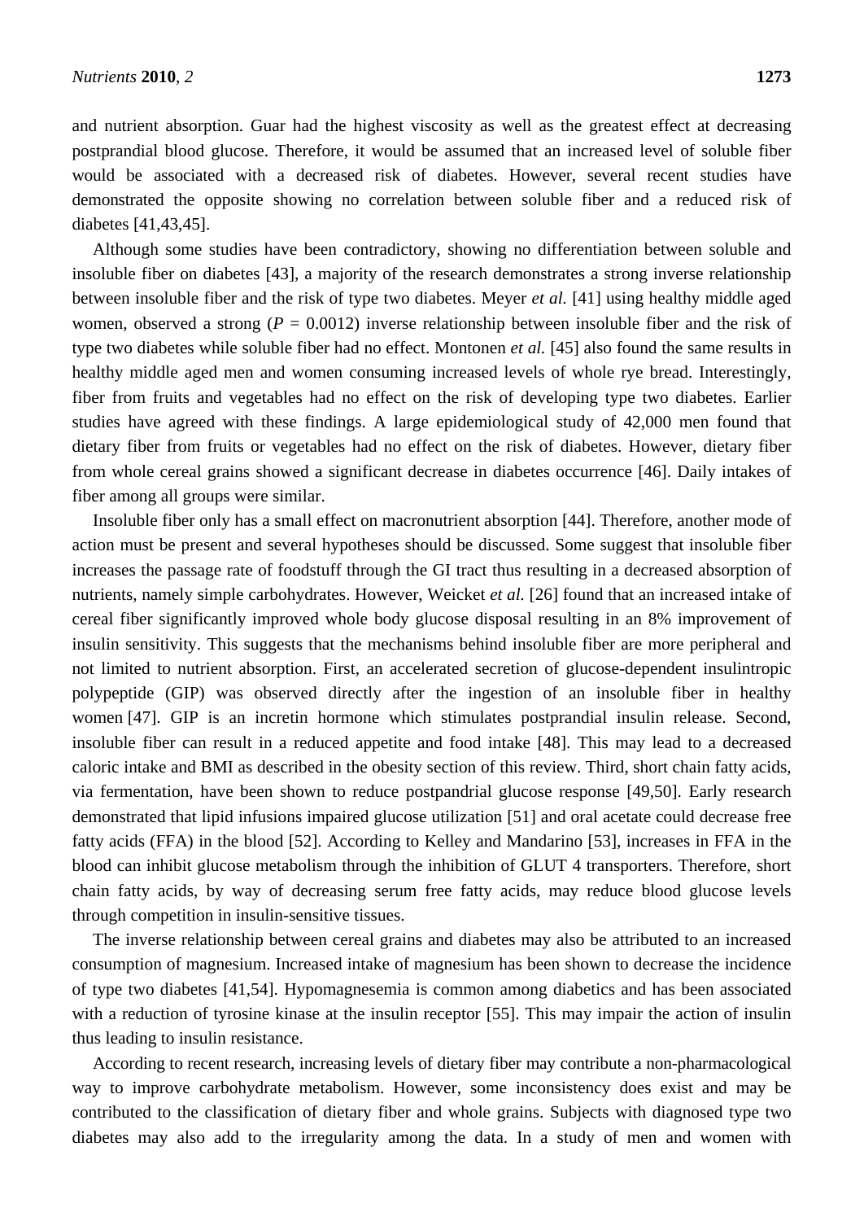and nutrient absorption. Guar had the highest viscosity as well as the greatest effect at decreasing postprandial blood glucose. Therefore, it would be assumed that an increased level of soluble fiber would be associated with a decreased risk of diabetes. However, several recent studies have demonstrated the opposite showing no correlation between soluble fiber and a reduced risk of diabetes [41,43,45].

Although some studies have been contradictory, showing no differentiation between soluble and insoluble fiber on diabetes [43], a majority of the research demonstrates a strong inverse relationship between insoluble fiber and the risk of type two diabetes. Meyer *et al.* [41] using healthy middle aged women, observed a strong ($P = 0.0012$) inverse relationship between insoluble fiber and the risk of type two diabetes while soluble fiber had no effect. Montonen *et al.* [45] also found the same results in healthy middle aged men and women consuming increased levels of whole rye bread. Interestingly, fiber from fruits and vegetables had no effect on the risk of developing type two diabetes. Earlier studies have agreed with these findings. A large epidemiological study of 42,000 men found that dietary fiber from fruits or vegetables had no effect on the risk of diabetes. However, dietary fiber from whole cereal grains showed a significant decrease in diabetes occurrence [46]. Daily intakes of fiber among all groups were similar.

Insoluble fiber only has a small effect on macronutrient absorption [44]. Therefore, another mode of action must be present and several hypotheses should be discussed. Some suggest that insoluble fiber increases the passage rate of foodstuff through the GI tract thus resulting in a decreased absorption of nutrients, namely simple carbohydrates. However, Weicket *et al.* [26] found that an increased intake of cereal fiber significantly improved whole body glucose disposal resulting in an 8% improvement of insulin sensitivity. This suggests that the mechanisms behind insoluble fiber are more peripheral and not limited to nutrient absorption. First, an accelerated secretion of glucose-dependent insulintropic polypeptide (GIP) was observed directly after the ingestion of an insoluble fiber in healthy women [47]. GIP is an incretin hormone which stimulates postprandial insulin release. Second, insoluble fiber can result in a reduced appetite and food intake [48]. This may lead to a decreased caloric intake and BMI as described in the obesity section of this review. Third, short chain fatty acids, via fermentation, have been shown to reduce postpandrial glucose response [49,50]. Early research demonstrated that lipid infusions impaired glucose utilization [51] and oral acetate could decrease free fatty acids (FFA) in the blood [52]. According to Kelley and Mandarino [53], increases in FFA in the blood can inhibit glucose metabolism through the inhibition of GLUT 4 transporters. Therefore, short chain fatty acids, by way of decreasing serum free fatty acids, may reduce blood glucose levels through competition in insulin-sensitive tissues.

The inverse relationship between cereal grains and diabetes may also be attributed to an increased consumption of magnesium. Increased intake of magnesium has been shown to decrease the incidence of type two diabetes [41,54]. Hypomagnesemia is common among diabetics and has been associated with a reduction of tyrosine kinase at the insulin receptor [55]. This may impair the action of insulin thus leading to insulin resistance.

According to recent research, increasing levels of dietary fiber may contribute a non-pharmacological way to improve carbohydrate metabolism. However, some inconsistency does exist and may be contributed to the classification of dietary fiber and whole grains. Subjects with diagnosed type two diabetes may also add to the irregularity among the data. In a study of men and women with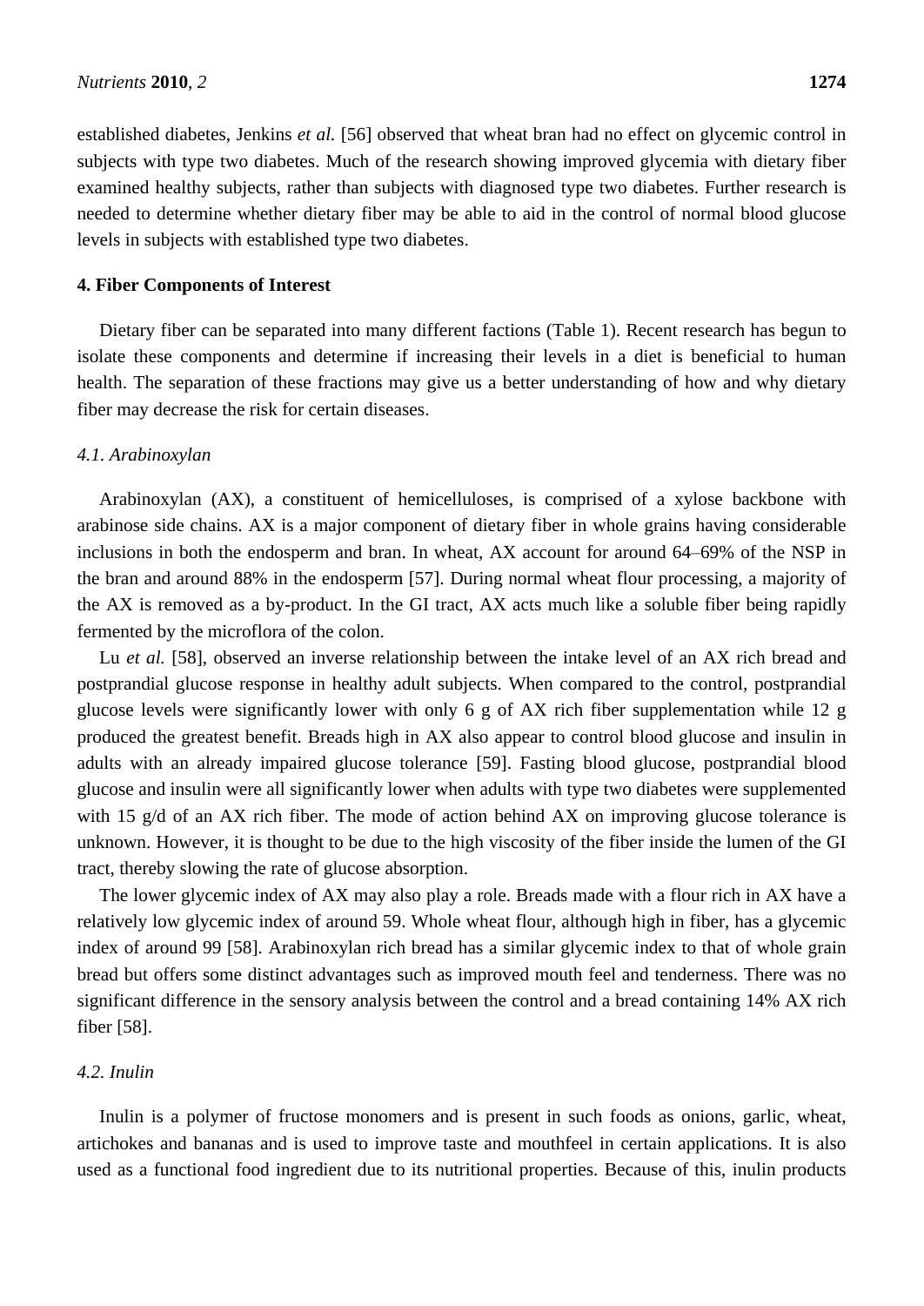established diabetes, Jenkins *et al.* [56] observed that wheat bran had no effect on glycemic control in subjects with type two diabetes. Much of the research showing improved glycemia with dietary fiber examined healthy subjects, rather than subjects with diagnosed type two diabetes. Further research is needed to determine whether dietary fiber may be able to aid in the control of normal blood glucose levels in subjects with established type two diabetes.

## 4. Fiber Components of Interest

Dietary fiber can be separated into many different factions (Table 1). Recent research has begun to isolate these components and determine if increasing their levels in a diet is beneficial to human health. The separation of these fractions may give us a better understanding of how and why dietary fiber may decrease the risk for certain diseases.

### *4.1. Arabinoxylan*

Arabinoxylan (AX), a constituent of hemicelluloses, is comprised of a xylose backbone with arabinose side chains. AX is a major component of dietary fiber in whole grains having considerable inclusions in both the endosperm and bran. In wheat, AX account for around 64–69% of the NSP in the bran and around 88% in the endosperm [57]. During normal wheat flour processing, a majority of the AX is removed as a by-product. In the GI tract, AX acts much like a soluble fiber being rapidly fermented by the microflora of the colon.

Lu *et al.* [58], observed an inverse relationship between the intake level of an AX rich bread and postprandial glucose response in healthy adult subjects. When compared to the control, postprandial glucose levels were significantly lower with only 6 g of AX rich fiber supplementation while 12 g produced the greatest benefit. Breads high in AX also appear to control blood glucose and insulin in adults with an already impaired glucose tolerance [59]. Fasting blood glucose, postprandial blood glucose and insulin were all significantly lower when adults with type two diabetes were supplemented with 15 g/d of an AX rich fiber. The mode of action behind AX on improving glucose tolerance is unknown. However, it is thought to be due to the high viscosity of the fiber inside the lumen of the GI tract, thereby slowing the rate of glucose absorption.

The lower glycemic index of AX may also play a role. Breads made with a flour rich in AX have a relatively low glycemic index of around 59. Whole wheat flour, although high in fiber, has a glycemic index of around 99 [58]. Arabinoxylan rich bread has a similar glycemic index to that of whole grain bread but offers some distinct advantages such as improved mouth feel and tenderness. There was no significant difference in the sensory analysis between the control and a bread containing 14% AX rich fiber [58].

### *4.2. Inulin*

Inulin is a polymer of fructose monomers and is present in such foods as onions, garlic, wheat, artichokes and bananas and is used to improve taste and mouthfeel in certain applications. It is also used as a functional food ingredient due to its nutritional properties. Because of this, inulin products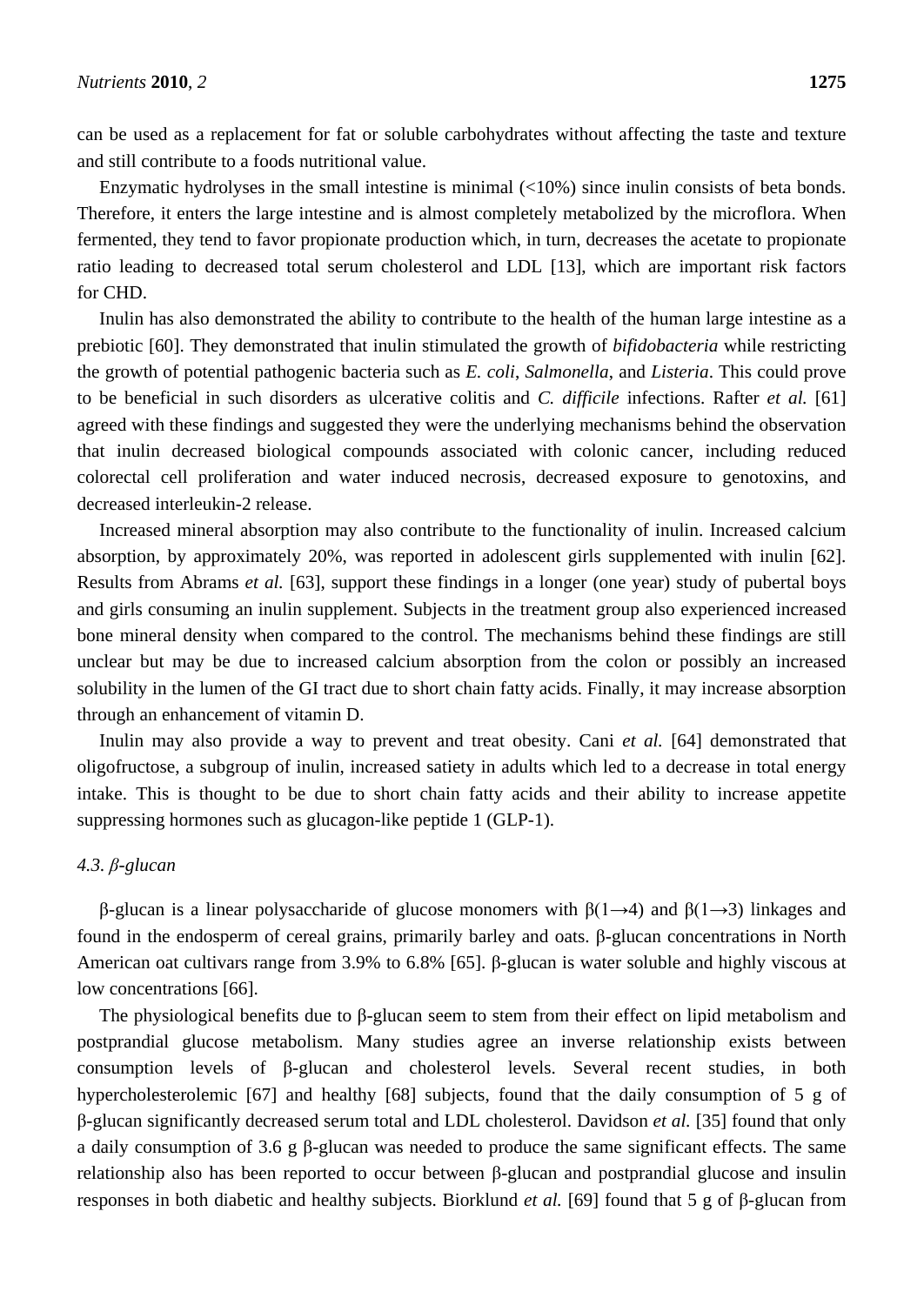can be used as a replacement for fat or soluble carbohydrates without affecting the taste and texture and still contribute to a foods nutritional value.

Enzymatic hydrolyses in the small intestine is minimal (<10%) since inulin consists of beta bonds. Therefore, it enters the large intestine and is almost completely metabolized by the microflora. When fermented, they tend to favor propionate production which, in turn, decreases the acetate to propionate ratio leading to decreased total serum cholesterol and LDL [13], which are important risk factors for CHD.

Inulin has also demonstrated the ability to contribute to the health of the human large intestine as a prebiotic [60]. They demonstrated that inulin stimulated the growth of *bifidobacteria* while restricting the growth of potential pathogenic bacteria such as *E. coli*, *Salmonella*, and *Listeria*. This could prove to be beneficial in such disorders as ulcerative colitis and *C. difficile* infections. Rafter *et al.* [61] agreed with these findings and suggested they were the underlying mechanisms behind the observation that inulin decreased biological compounds associated with colonic cancer, including reduced colorectal cell proliferation and water induced necrosis, decreased exposure to genotoxins, and decreased interleukin-2 release.

Increased mineral absorption may also contribute to the functionality of inulin. Increased calcium absorption, by approximately 20%, was reported in adolescent girls supplemented with inulin [62]. Results from Abrams *et al.* [63], support these findings in a longer (one year) study of pubertal boys and girls consuming an inulin supplement. Subjects in the treatment group also experienced increased bone mineral density when compared to the control. The mechanisms behind these findings are still unclear but may be due to increased calcium absorption from the colon or possibly an increased solubility in the lumen of the GI tract due to short chain fatty acids. Finally, it may increase absorption through an enhancement of vitamin D.

Inulin may also provide a way to prevent and treat obesity. Cani *et al.* [64] demonstrated that oligofructose, a subgroup of inulin, increased satiety in adults which led to a decrease in total energy intake. This is thought to be due to short chain fatty acids and their ability to increase appetite suppressing hormones such as glucagon-like peptide 1 (GLP-1).

### *4.3. β-glucan*

β-glucan is a linear polysaccharide of glucose monomers with β(1→4) and β(1→3) linkages and found in the endosperm of cereal grains, primarily barley and oats. β-glucan concentrations in North American oat cultivars range from 3.9% to 6.8% [65]. β-glucan is water soluble and highly viscous at low concentrations [66].

The physiological benefits due to β-glucan seem to stem from their effect on lipid metabolism and postprandial glucose metabolism. Many studies agree an inverse relationship exists between consumption levels of β-glucan and cholesterol levels. Several recent studies, in both hypercholesterolemic [67] and healthy [68] subjects, found that the daily consumption of 5 g of β-glucan significantly decreased serum total and LDL cholesterol. Davidson *et al.* [35] found that only a daily consumption of 3.6 g β-glucan was needed to produce the same significant effects. The same relationship also has been reported to occur between β-glucan and postprandial glucose and insulin responses in both diabetic and healthy subjects. Biorklund *et al.* [69] found that 5 g of β-glucan from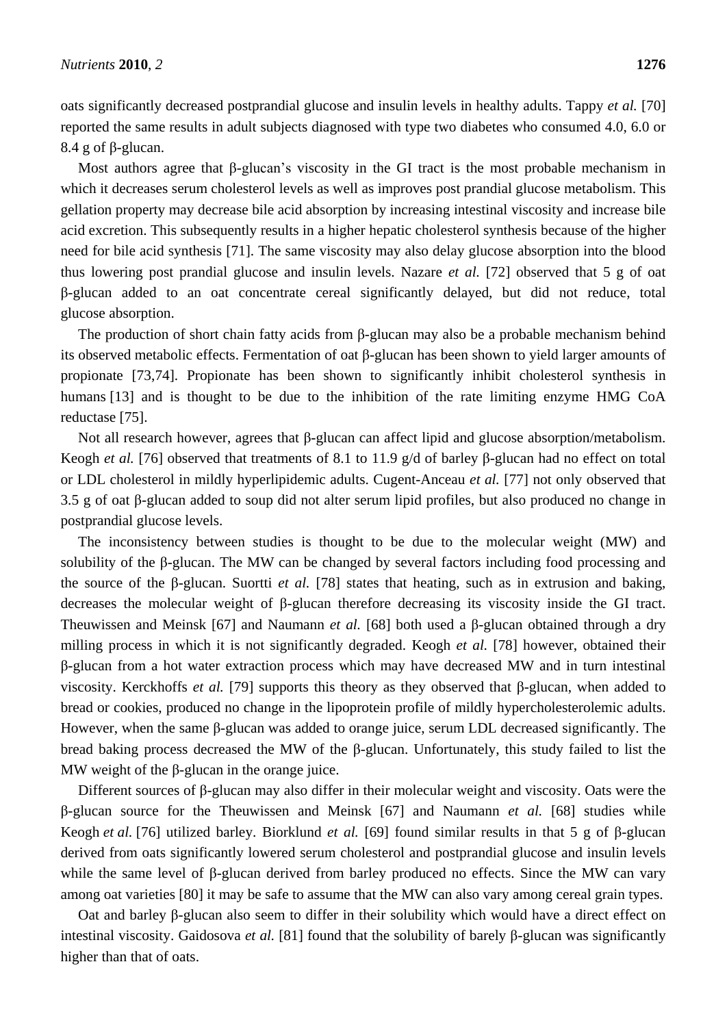oats significantly decreased postprandial glucose and insulin levels in healthy adults. Tappy *et al.* [70] reported the same results in adult subjects diagnosed with type two diabetes who consumed 4.0, 6.0 or 8.4 g of β-glucan.

Most authors agree that β-glucan's viscosity in the GI tract is the most probable mechanism in which it decreases serum cholesterol levels as well as improves post prandial glucose metabolism. This gellation property may decrease bile acid absorption by increasing intestinal viscosity and increase bile acid excretion. This subsequently results in a higher hepatic cholesterol synthesis because of the higher need for bile acid synthesis [71]. The same viscosity may also delay glucose absorption into the blood thus lowering post prandial glucose and insulin levels. Nazare *et al.* [72] observed that 5 g of oat β-glucan added to an oat concentrate cereal significantly delayed, but did not reduce, total glucose absorption.

The production of short chain fatty acids from β-glucan may also be a probable mechanism behind its observed metabolic effects. Fermentation of oat β-glucan has been shown to yield larger amounts of propionate [73,74]. Propionate has been shown to significantly inhibit cholesterol synthesis in humans [13] and is thought to be due to the inhibition of the rate limiting enzyme HMG CoA reductase [75].

Not all research however, agrees that β-glucan can affect lipid and glucose absorption/metabolism. Keogh *et al.* [76] observed that treatments of 8.1 to 11.9 g/d of barley β-glucan had no effect on total or LDL cholesterol in mildly hyperlipidemic adults. Cugent-Anceau *et al.* [77] not only observed that 3.5 g of oat β-glucan added to soup did not alter serum lipid profiles, but also produced no change in postprandial glucose levels.

The inconsistency between studies is thought to be due to the molecular weight (MW) and solubility of the β-glucan. The MW can be changed by several factors including food processing and the source of the β-glucan. Suortti *et al.* [78] states that heating, such as in extrusion and baking, decreases the molecular weight of β-glucan therefore decreasing its viscosity inside the GI tract. Theuwissen and Meinsk [67] and Naumann *et al.* [68] both used a β-glucan obtained through a dry milling process in which it is not significantly degraded. Keogh *et al.* [78] however, obtained their β-glucan from a hot water extraction process which may have decreased MW and in turn intestinal viscosity. Kerckhoffs *et al.* [79] supports this theory as they observed that β-glucan, when added to bread or cookies, produced no change in the lipoprotein profile of mildly hypercholesterolemic adults. However, when the same β-glucan was added to orange juice, serum LDL decreased significantly. The bread baking process decreased the MW of the β-glucan. Unfortunately, this study failed to list the MW weight of the β-glucan in the orange juice.

Different sources of β-glucan may also differ in their molecular weight and viscosity. Oats were the β-glucan source for the Theuwissen and Meinsk [67] and Naumann *et al.* [68] studies while Keogh *et al.* [76] utilized barley. Biorklund *et al.* [69] found similar results in that 5 g of β-glucan derived from oats significantly lowered serum cholesterol and postprandial glucose and insulin levels while the same level of β-glucan derived from barley produced no effects. Since the MW can vary among oat varieties [80] it may be safe to assume that the MW can also vary among cereal grain types.

Oat and barley β-glucan also seem to differ in their solubility which would have a direct effect on intestinal viscosity. Gaidosova *et al.* [81] found that the solubility of barely β-glucan was significantly higher than that of oats.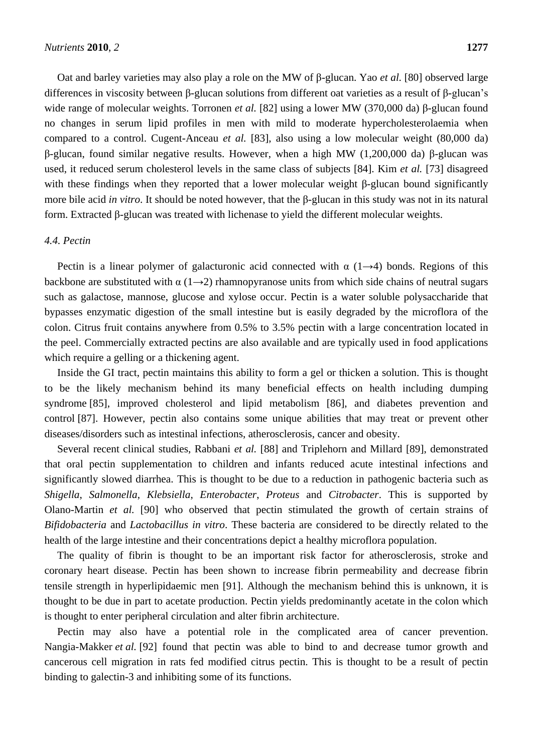Oat and barley varieties may also play a role on the MW of β-glucan. Yao *et al.* [80] observed large differences in viscosity between β-glucan solutions from different oat varieties as a result of β-glucan's wide range of molecular weights. Torronen *et al.* [82] using a lower MW (370,000 da) β-glucan found no changes in serum lipid profiles in men with mild to moderate hypercholesterolaemia when compared to a control. Cugent-Anceau *et al.* [83], also using a low molecular weight (80,000 da) β-glucan, found similar negative results. However, when a high MW (1,200,000 da) β-glucan was used, it reduced serum cholesterol levels in the same class of subjects [84]. Kim *et al.* [73] disagreed with these findings when they reported that a lower molecular weight β-glucan bound significantly more bile acid *in vitro*. It should be noted however, that the β-glucan in this study was not in its natural form. Extracted β-glucan was treated with lichenase to yield the different molecular weights.

### *4.4. Pectin*

Pectin is a linear polymer of galacturonic acid connected with α (1→4) bonds. Regions of this backbone are substituted with α (1→2) rhamnopyranose units from which side chains of neutral sugars such as galactose, mannose, glucose and xylose occur. Pectin is a water soluble polysaccharide that bypasses enzymatic digestion of the small intestine but is easily degraded by the microflora of the colon. Citrus fruit contains anywhere from 0.5% to 3.5% pectin with a large concentration located in the peel. Commercially extracted pectins are also available and are typically used in food applications which require a gelling or a thickening agent.

Inside the GI tract, pectin maintains this ability to form a gel or thicken a solution. This is thought to be the likely mechanism behind its many beneficial effects on health including dumping syndrome [85], improved cholesterol and lipid metabolism [86], and diabetes prevention and control [87]. However, pectin also contains some unique abilities that may treat or prevent other diseases/disorders such as intestinal infections, atherosclerosis, cancer and obesity.

Several recent clinical studies, Rabbani *et al.* [88] and Triplehorn and Millard [89], demonstrated that oral pectin supplementation to children and infants reduced acute intestinal infections and significantly slowed diarrhea. This is thought to be due to a reduction in pathogenic bacteria such as *Shigella*, *Salmonella*, *Klebsiella*, *Enterobacter*, *Proteus* and *Citrobacter*. This is supported by Olano-Martin *et al.* [90] who observed that pectin stimulated the growth of certain strains of *Bifidobacteria* and *Lactobacillus in vitro*. These bacteria are considered to be directly related to the health of the large intestine and their concentrations depict a healthy microflora population.

The quality of fibrin is thought to be an important risk factor for atherosclerosis, stroke and coronary heart disease. Pectin has been shown to increase fibrin permeability and decrease fibrin tensile strength in hyperlipidaemic men [91]. Although the mechanism behind this is unknown, it is thought to be due in part to acetate production. Pectin yields predominantly acetate in the colon which is thought to enter peripheral circulation and alter fibrin architecture.

Pectin may also have a potential role in the complicated area of cancer prevention. Nangia-Makker *et al.* [92] found that pectin was able to bind to and decrease tumor growth and cancerous cell migration in rats fed modified citrus pectin. This is thought to be a result of pectin binding to galectin-3 and inhibiting some of its functions.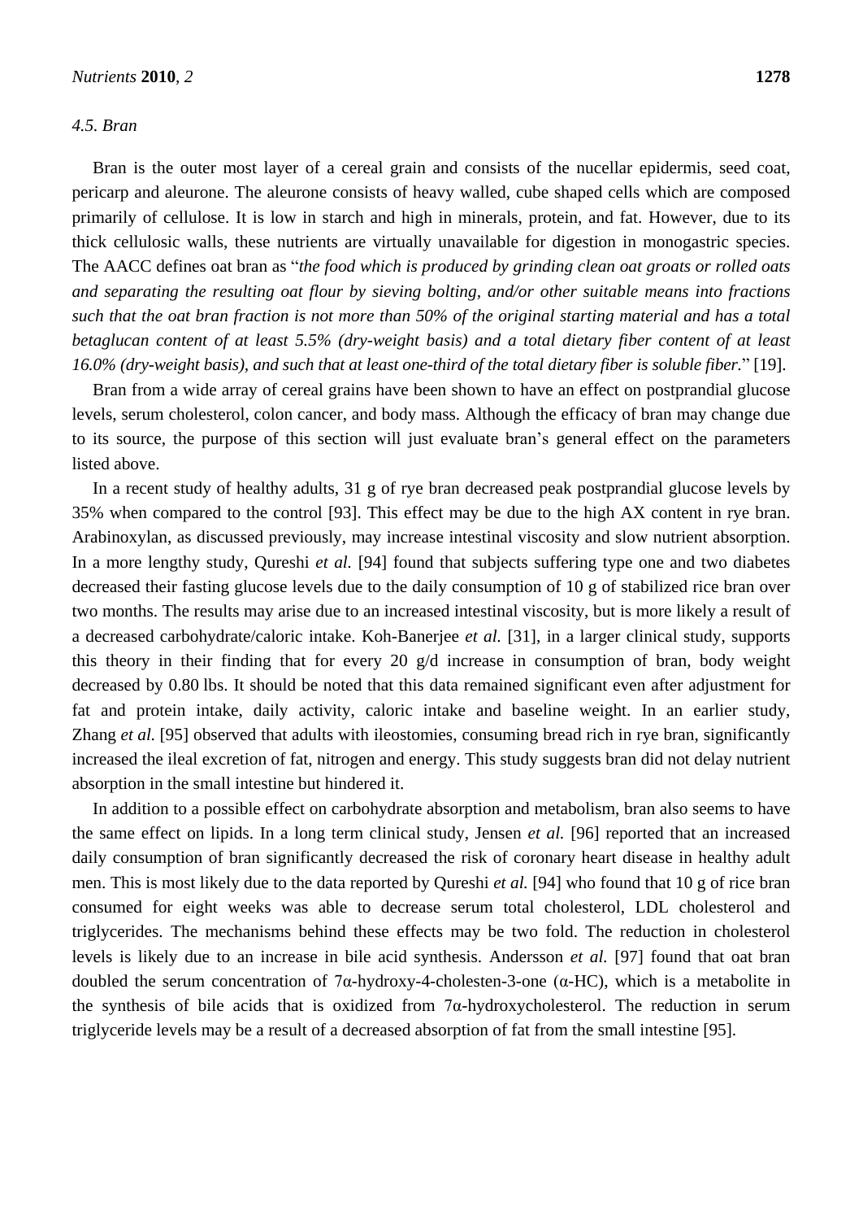### *4.5. Bran*

Bran is the outer most layer of a cereal grain and consists of the nucellar epidermis, seed coat, pericarp and aleurone. The aleurone consists of heavy walled, cube shaped cells which are composed primarily of cellulose. It is low in starch and high in minerals, protein, and fat. However, due to its thick cellulosic walls, these nutrients are virtually unavailable for digestion in monogastric species. The AACC defines oat bran as "*the food which is produced by grinding clean oat groats or rolled oats and separating the resulting oat flour by sieving bolting, and/or other suitable means into fractions such that the oat bran fraction is not more than 50% of the original starting material and has a total betaglucan content of at least 5.5% (dry-weight basis) and a total dietary fiber content of at least 16.0% (dry-weight basis), and such that at least one-third of the total dietary fiber is soluble fiber.*" [19].

Bran from a wide array of cereal grains have been shown to have an effect on postprandial glucose levels, serum cholesterol, colon cancer, and body mass. Although the efficacy of bran may change due to its source, the purpose of this section will just evaluate bran's general effect on the parameters listed above.

In a recent study of healthy adults, 31 g of rye bran decreased peak postprandial glucose levels by 35% when compared to the control [93]. This effect may be due to the high AX content in rye bran. Arabinoxylan, as discussed previously, may increase intestinal viscosity and slow nutrient absorption. In a more lengthy study, Qureshi *et al.* [94] found that subjects suffering type one and two diabetes decreased their fasting glucose levels due to the daily consumption of 10 g of stabilized rice bran over two months. The results may arise due to an increased intestinal viscosity, but is more likely a result of a decreased carbohydrate/caloric intake. Koh-Banerjee *et al.* [31], in a larger clinical study, supports this theory in their finding that for every 20 g/d increase in consumption of bran, body weight decreased by 0.80 lbs. It should be noted that this data remained significant even after adjustment for fat and protein intake, daily activity, caloric intake and baseline weight. In an earlier study, Zhang *et al.* [95] observed that adults with ileostomies, consuming bread rich in rye bran, significantly increased the ileal excretion of fat, nitrogen and energy. This study suggests bran did not delay nutrient absorption in the small intestine but hindered it.

In addition to a possible effect on carbohydrate absorption and metabolism, bran also seems to have the same effect on lipids. In a long term clinical study, Jensen *et al.* [96] reported that an increased daily consumption of bran significantly decreased the risk of coronary heart disease in healthy adult men. This is most likely due to the data reported by Qureshi *et al.* [94] who found that 10 g of rice bran consumed for eight weeks was able to decrease serum total cholesterol, LDL cholesterol and triglycerides. The mechanisms behind these effects may be two fold. The reduction in cholesterol levels is likely due to an increase in bile acid synthesis. Andersson *et al.* [97] found that oat bran doubled the serum concentration of 7α-hydroxy-4-cholesten-3-one (α-HC), which is a metabolite in the synthesis of bile acids that is oxidized from 7α-hydroxycholesterol. The reduction in serum triglyceride levels may be a result of a decreased absorption of fat from the small intestine [95].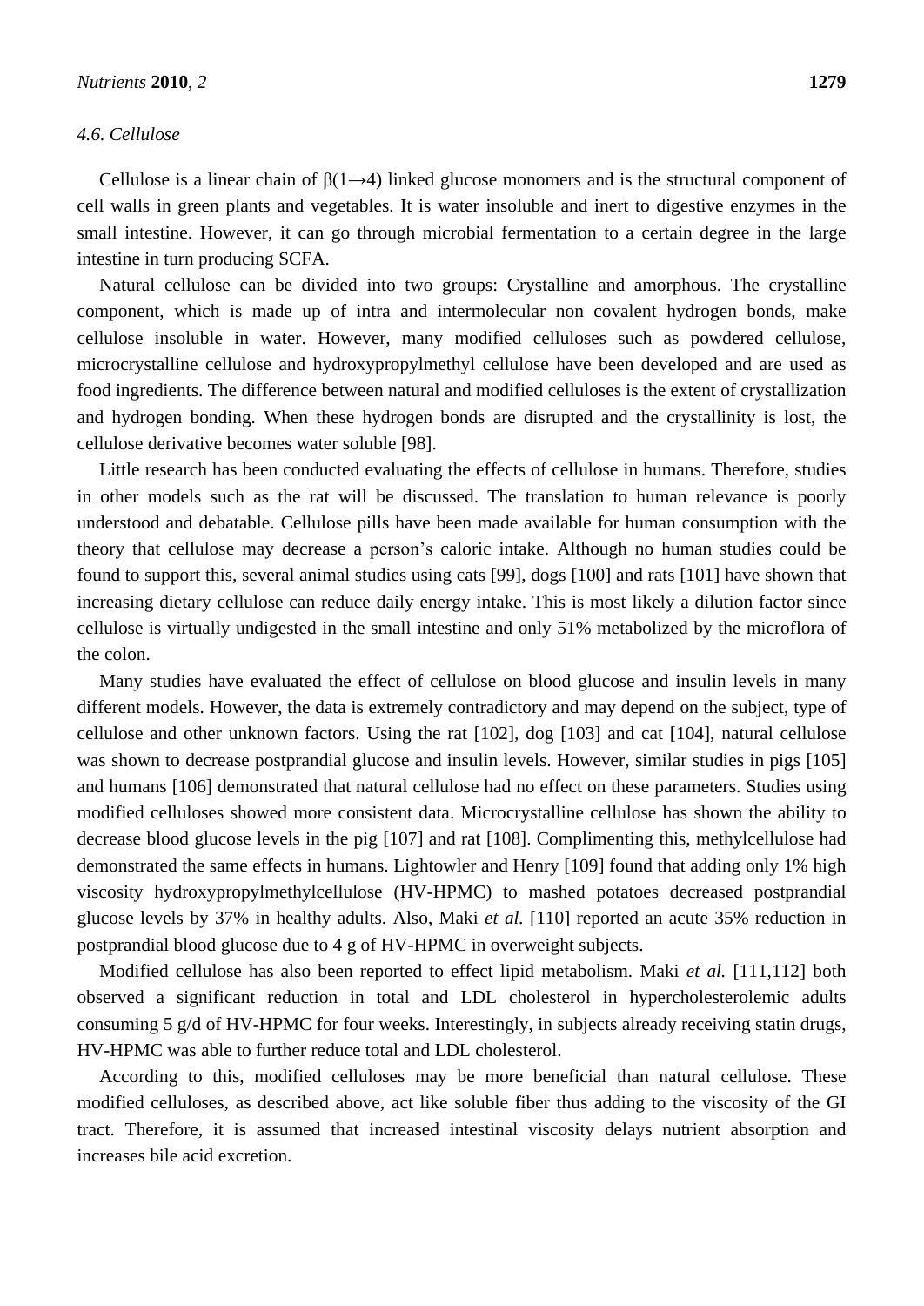### *4.6. Cellulose*

Cellulose is a linear chain of β(1→4) linked glucose monomers and is the structural component of cell walls in green plants and vegetables. It is water insoluble and inert to digestive enzymes in the small intestine. However, it can go through microbial fermentation to a certain degree in the large intestine in turn producing SCFA.

Natural cellulose can be divided into two groups: Crystalline and amorphous. The crystalline component, which is made up of intra and intermolecular non covalent hydrogen bonds, make cellulose insoluble in water. However, many modified celluloses such as powdered cellulose, microcrystalline cellulose and hydroxypropylmethyl cellulose have been developed and are used as food ingredients. The difference between natural and modified celluloses is the extent of crystallization and hydrogen bonding. When these hydrogen bonds are disrupted and the crystallinity is lost, the cellulose derivative becomes water soluble [98].

Little research has been conducted evaluating the effects of cellulose in humans. Therefore, studies in other models such as the rat will be discussed. The translation to human relevance is poorly understood and debatable. Cellulose pills have been made available for human consumption with the theory that cellulose may decrease a person's caloric intake. Although no human studies could be found to support this, several animal studies using cats [99], dogs [100] and rats [101] have shown that increasing dietary cellulose can reduce daily energy intake. This is most likely a dilution factor since cellulose is virtually undigested in the small intestine and only 51% metabolized by the microflora of the colon.

Many studies have evaluated the effect of cellulose on blood glucose and insulin levels in many different models. However, the data is extremely contradictory and may depend on the subject, type of cellulose and other unknown factors. Using the rat [102], dog [103] and cat [104], natural cellulose was shown to decrease postprandial glucose and insulin levels. However, similar studies in pigs [105] and humans [106] demonstrated that natural cellulose had no effect on these parameters. Studies using modified celluloses showed more consistent data. Microcrystalline cellulose has shown the ability to decrease blood glucose levels in the pig [107] and rat [108]. Complimenting this, methylcellulose had demonstrated the same effects in humans. Lightowler and Henry [109] found that adding only 1% high viscosity hydroxypropylmethylcellulose (HV-HPMC) to mashed potatoes decreased postprandial glucose levels by 37% in healthy adults. Also, Maki *et al.* [110] reported an acute 35% reduction in postprandial blood glucose due to 4 g of HV-HPMC in overweight subjects.

Modified cellulose has also been reported to effect lipid metabolism. Maki *et al.* [111,112] both observed a significant reduction in total and LDL cholesterol in hypercholesterolemic adults consuming 5 g/d of HV-HPMC for four weeks. Interestingly, in subjects already receiving statin drugs, HV-HPMC was able to further reduce total and LDL cholesterol.

According to this, modified celluloses may be more beneficial than natural cellulose. These modified celluloses, as described above, act like soluble fiber thus adding to the viscosity of the GI tract. Therefore, it is assumed that increased intestinal viscosity delays nutrient absorption and increases bile acid excretion.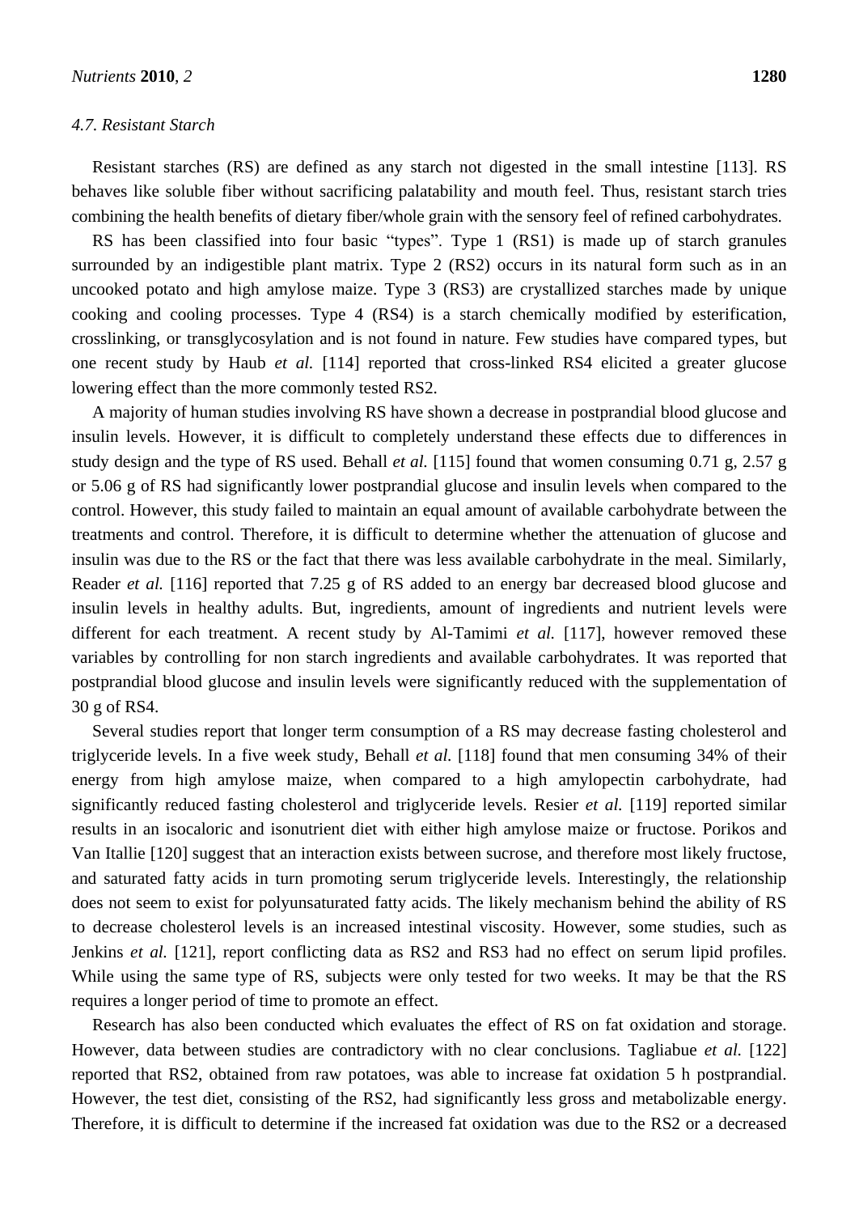### *4.7. Resistant Starch*

Resistant starches (RS) are defined as any starch not digested in the small intestine [113]. RS behaves like soluble fiber without sacrificing palatability and mouth feel. Thus, resistant starch tries combining the health benefits of dietary fiber/whole grain with the sensory feel of refined carbohydrates.

RS has been classified into four basic "types". Type 1 (RS1) is made up of starch granules surrounded by an indigestible plant matrix. Type 2 (RS2) occurs in its natural form such as in an uncooked potato and high amylose maize. Type 3 (RS3) are crystallized starches made by unique cooking and cooling processes. Type 4 (RS4) is a starch chemically modified by esterification, crosslinking, or transglycosylation and is not found in nature. Few studies have compared types, but one recent study by Haub *et al.* [114] reported that cross-linked RS4 elicited a greater glucose lowering effect than the more commonly tested RS2.

A majority of human studies involving RS have shown a decrease in postprandial blood glucose and insulin levels. However, it is difficult to completely understand these effects due to differences in study design and the type of RS used. Behall *et al.* [115] found that women consuming 0.71 g, 2.57 g or 5.06 g of RS had significantly lower postprandial glucose and insulin levels when compared to the control. However, this study failed to maintain an equal amount of available carbohydrate between the treatments and control. Therefore, it is difficult to determine whether the attenuation of glucose and insulin was due to the RS or the fact that there was less available carbohydrate in the meal. Similarly, Reader *et al.* [116] reported that 7.25 g of RS added to an energy bar decreased blood glucose and insulin levels in healthy adults. But, ingredients, amount of ingredients and nutrient levels were different for each treatment. A recent study by Al-Tamimi *et al.* [117], however removed these variables by controlling for non starch ingredients and available carbohydrates. It was reported that postprandial blood glucose and insulin levels were significantly reduced with the supplementation of 30 g of RS4.

Several studies report that longer term consumption of a RS may decrease fasting cholesterol and triglyceride levels. In a five week study, Behall *et al.* [118] found that men consuming 34% of their energy from high amylose maize, when compared to a high amylopectin carbohydrate, had significantly reduced fasting cholesterol and triglyceride levels. Resier *et al.* [119] reported similar results in an isocaloric and isonutrient diet with either high amylose maize or fructose. Porikos and Van Itallie [120] suggest that an interaction exists between sucrose, and therefore most likely fructose, and saturated fatty acids in turn promoting serum triglyceride levels. Interestingly, the relationship does not seem to exist for polyunsaturated fatty acids. The likely mechanism behind the ability of RS to decrease cholesterol levels is an increased intestinal viscosity. However, some studies, such as Jenkins *et al.* [121], report conflicting data as RS2 and RS3 had no effect on serum lipid profiles. While using the same type of RS, subjects were only tested for two weeks. It may be that the RS requires a longer period of time to promote an effect.

Research has also been conducted which evaluates the effect of RS on fat oxidation and storage. However, data between studies are contradictory with no clear conclusions. Tagliabue *et al.* [122] reported that RS2, obtained from raw potatoes, was able to increase fat oxidation 5 h postprandial. However, the test diet, consisting of the RS2, had significantly less gross and metabolizable energy. Therefore, it is difficult to determine if the increased fat oxidation was due to the RS2 or a decreased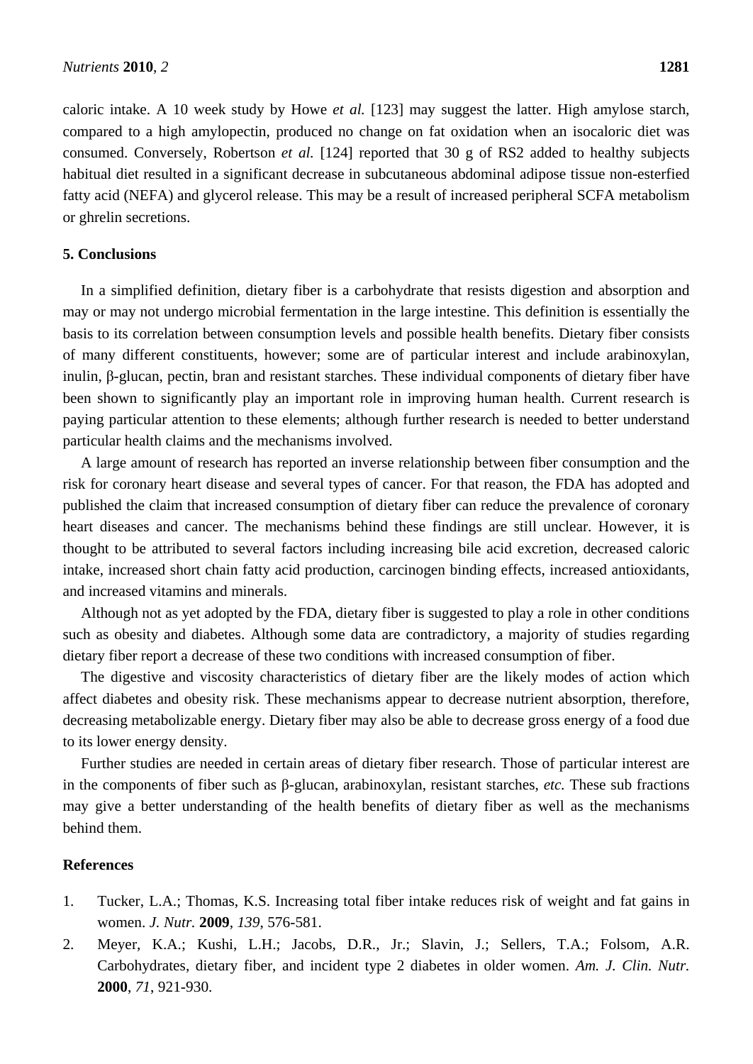caloric intake. A 10 week study by Howe *et al.* [123] may suggest the latter. High amylose starch, compared to a high amylopectin, produced no change on fat oxidation when an isocaloric diet was consumed. Conversely, Robertson *et al.* [124] reported that 30 g of RS2 added to healthy subjects habitual diet resulted in a significant decrease in subcutaneous abdominal adipose tissue non-esterfied fatty acid (NEFA) and glycerol release. This may be a result of increased peripheral SCFA metabolism or ghrelin secretions.

## 5. Conclusions

In a simplified definition, dietary fiber is a carbohydrate that resists digestion and absorption and may or may not undergo microbial fermentation in the large intestine. This definition is essentially the basis to its correlation between consumption levels and possible health benefits. Dietary fiber consists of many different constituents, however; some are of particular interest and include arabinoxylan, inulin, β-glucan, pectin, bran and resistant starches. These individual components of dietary fiber have been shown to significantly play an important role in improving human health. Current research is paying particular attention to these elements; although further research is needed to better understand particular health claims and the mechanisms involved.

A large amount of research has reported an inverse relationship between fiber consumption and the risk for coronary heart disease and several types of cancer. For that reason, the FDA has adopted and published the claim that increased consumption of dietary fiber can reduce the prevalence of coronary heart diseases and cancer. The mechanisms behind these findings are still unclear. However, it is thought to be attributed to several factors including increasing bile acid excretion, decreased caloric intake, increased short chain fatty acid production, carcinogen binding effects, increased antioxidants, and increased vitamins and minerals.

Although not as yet adopted by the FDA, dietary fiber is suggested to play a role in other conditions such as obesity and diabetes. Although some data are contradictory, a majority of studies regarding dietary fiber report a decrease of these two conditions with increased consumption of fiber.

The digestive and viscosity characteristics of dietary fiber are the likely modes of action which affect diabetes and obesity risk. These mechanisms appear to decrease nutrient absorption, therefore, decreasing metabolizable energy. Dietary fiber may also be able to decrease gross energy of a food due to its lower energy density.

Further studies are needed in certain areas of dietary fiber research. Those of particular interest are in the components of fiber such as β-glucan, arabinoxylan, resistant starches, *etc.* These sub fractions may give a better understanding of the health benefits of dietary fiber as well as the mechanisms behind them.

## References

1. Tucker, L.A.; Thomas, K.S. Increasing total fiber intake reduces risk of weight and fat gains in women. *J. Nutr.* **2009**, *139*, 576-581.
2. Meyer, K.A.; Kushi, L.H.; Jacobs, D.R., Jr.; Slavin, J.; Sellers, T.A.; Folsom, A.R. Carbohydrates, dietary fiber, and incident type 2 diabetes in older women. *Am. J. Clin. Nutr.* **2000**, *71*, 921-930.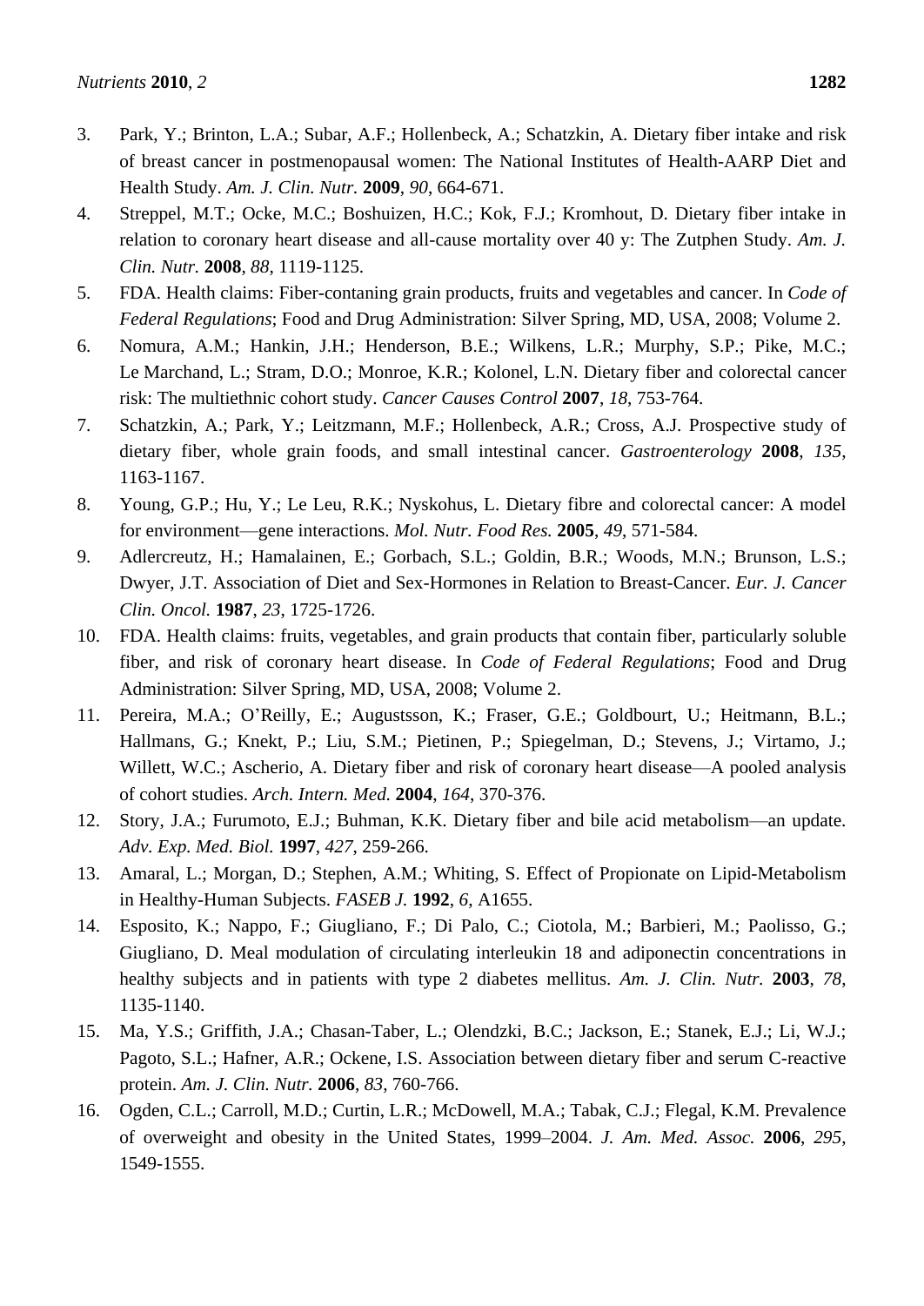3. Park, Y.; Brinton, L.A.; Subar, A.F.; Hollenbeck, A.; Schatzkin, A. Dietary fiber intake and risk of breast cancer in postmenopausal women: The National Institutes of Health-AARP Diet and Health Study. *Am. J. Clin. Nutr.* **2009**, *90*, 664-671.
4. Streppel, M.T.; Ocke, M.C.; Boshuizen, H.C.; Kok, F.J.; Kromhout, D. Dietary fiber intake in relation to coronary heart disease and all-cause mortality over 40 y: The Zutphen Study. *Am. J. Clin. Nutr.* **2008**, *88*, 1119-1125.
5. FDA. Health claims: Fiber-contaning grain products, fruits and vegetables and cancer. In *Code of Federal Regulations*; Food and Drug Administration: Silver Spring, MD, USA, 2008; Volume 2.
6. Nomura, A.M.; Hankin, J.H.; Henderson, B.E.; Wilkens, L.R.; Murphy, S.P.; Pike, M.C.; Le Marchand, L.; Stram, D.O.; Monroe, K.R.; Kolonel, L.N. Dietary fiber and colorectal cancer risk: The multiethnic cohort study. *Cancer Causes Control* **2007**, *18*, 753-764.
7. Schatzkin, A.; Park, Y.; Leitzmann, M.F.; Hollenbeck, A.R.; Cross, A.J. Prospective study of dietary fiber, whole grain foods, and small intestinal cancer. *Gastroenterology* **2008**, *135*, 1163-1167.
8. Young, G.P.; Hu, Y.; Le Leu, R.K.; Nyskohus, L. Dietary fibre and colorectal cancer: A model for environment—gene interactions. *Mol. Nutr. Food Res.* **2005**, *49*, 571-584.
9. Adlercreutz, H.; Hamalainen, E.; Gorbach, S.L.; Goldin, B.R.; Woods, M.N.; Brunson, L.S.; Dwyer, J.T. Association of Diet and Sex-Hormones in Relation to Breast-Cancer. *Eur. J. Cancer Clin. Oncol.* **1987**, *23*, 1725-1726.
10. FDA. Health claims: fruits, vegetables, and grain products that contain fiber, particularly soluble fiber, and risk of coronary heart disease. In *Code of Federal Regulations*; Food and Drug Administration: Silver Spring, MD, USA, 2008; Volume 2.
11. Pereira, M.A.; O'Reilly, E.; Augustsson, K.; Fraser, G.E.; Goldbourt, U.; Heitmann, B.L.; Hallmans, G.; Knekt, P.; Liu, S.M.; Pietinen, P.; Spiegelman, D.; Stevens, J.; Virtamo, J.; Willett, W.C.; Ascherio, A. Dietary fiber and risk of coronary heart disease—A pooled analysis of cohort studies. *Arch. Intern. Med.* **2004**, *164*, 370-376.
12. Story, J.A.; Furumoto, E.J.; Buhman, K.K. Dietary fiber and bile acid metabolism—an update. *Adv. Exp. Med. Biol.* **1997**, *427*, 259-266.
13. Amaral, L.; Morgan, D.; Stephen, A.M.; Whiting, S. Effect of Propionate on Lipid-Metabolism in Healthy-Human Subjects. *FASEB J.* **1992**, *6*, A1655.
14. Esposito, K.; Nappo, F.; Giugliano, F.; Di Palo, C.; Ciotola, M.; Barbieri, M.; Paolisso, G.; Giugliano, D. Meal modulation of circulating interleukin 18 and adiponectin concentrations in healthy subjects and in patients with type 2 diabetes mellitus. *Am. J. Clin. Nutr.* **2003**, *78*, 1135-1140.
15. Ma, Y.S.; Griffith, J.A.; Chasan-Taber, L.; Olendzki, B.C.; Jackson, E.; Stanek, E.J.; Li, W.J.; Pagoto, S.L.; Hafner, A.R.; Ockene, I.S. Association between dietary fiber and serum C-reactive protein. *Am. J. Clin. Nutr.* **2006**, *83*, 760-766.
16. Ogden, C.L.; Carroll, M.D.; Curtin, L.R.; McDowell, M.A.; Tabak, C.J.; Flegal, K.M. Prevalence of overweight and obesity in the United States, 1999–2004. *J. Am. Med. Assoc.* **2006**, *295*, 1549-1555.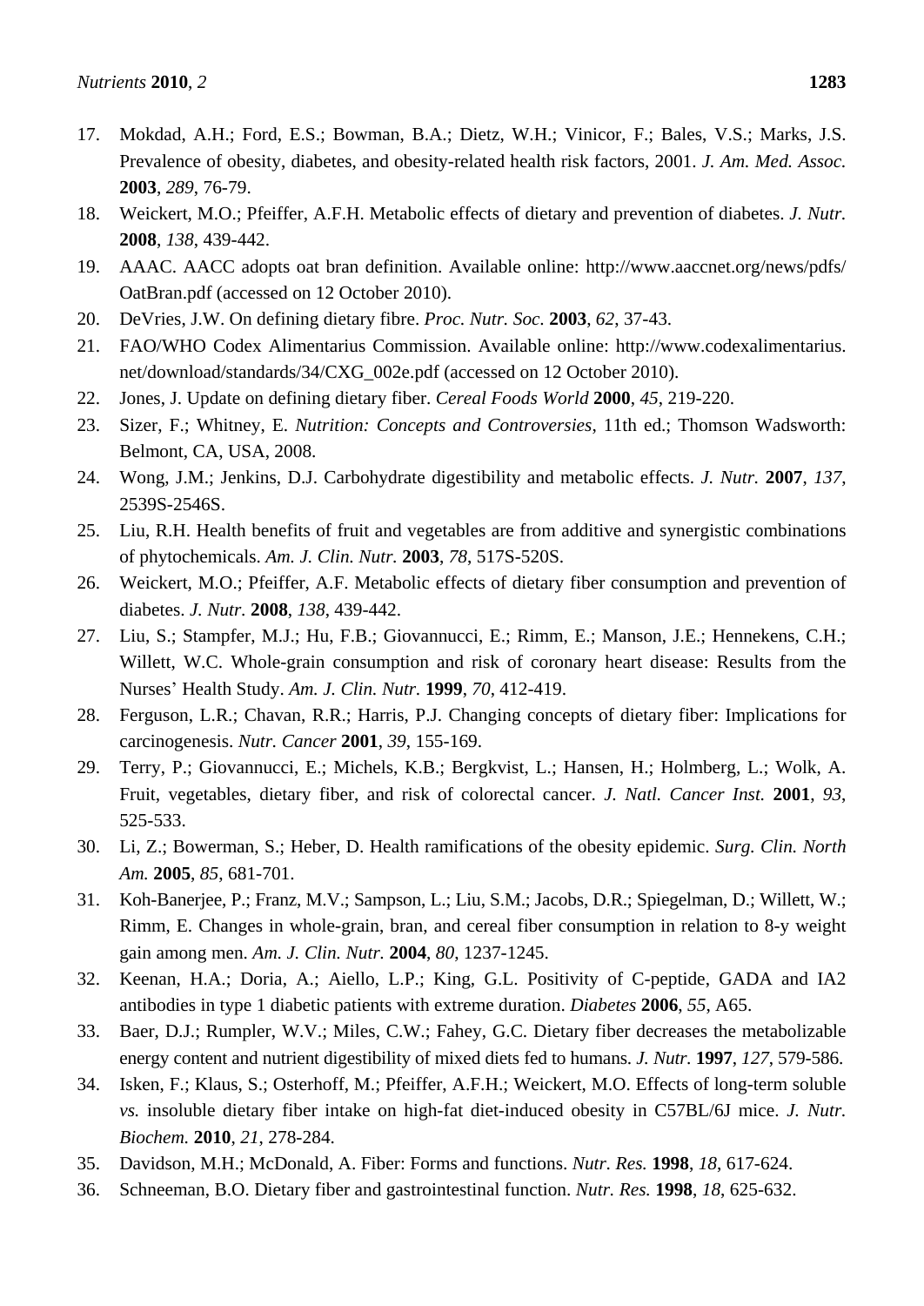17. Mokdad, A.H.; Ford, E.S.; Bowman, B.A.; Dietz, W.H.; Vinicor, F.; Bales, V.S.; Marks, J.S. Prevalence of obesity, diabetes, and obesity-related health risk factors, 2001. *J. Am. Med. Assoc.* **2003**, *289*, 76-79.
18. Weickert, M.O.; Pfeiffer, A.F.H. Metabolic effects of dietary and prevention of diabetes. *J. Nutr.* **2008**, *138*, 439-442.
19. AAAC. AACC adopts oat bran definition. Available online: http://www.aaccnet.org/news/pdfs/OatBran.pdf (accessed on 12 October 2010).
20. DeVries, J.W. On defining dietary fibre. *Proc. Nutr. Soc.* **2003**, *62*, 37-43.
21. FAO/WHO Codex Alimentarius Commission. Available online: http://www.codexalimentarius.net/download/standards/34/CXG_002e.pdf (accessed on 12 October 2010).
22. Jones, J. Update on defining dietary fiber. *Cereal Foods World* **2000**, *45*, 219-220.
23. Sizer, F.; Whitney, E. *Nutrition: Concepts and Controversies*, 11th ed.; Thomson Wadsworth: Belmont, CA, USA, 2008.
24. Wong, J.M.; Jenkins, D.J. Carbohydrate digestibility and metabolic effects. *J. Nutr.* **2007**, *137*, 2539S-2546S.
25. Liu, R.H. Health benefits of fruit and vegetables are from additive and synergistic combinations of phytochemicals. *Am. J. Clin. Nutr.* **2003**, *78*, 517S-520S.
26. Weickert, M.O.; Pfeiffer, A.F. Metabolic effects of dietary fiber consumption and prevention of diabetes. *J. Nutr.* **2008**, *138*, 439-442.
27. Liu, S.; Stampfer, M.J.; Hu, F.B.; Giovannucci, E.; Rimm, E.; Manson, J.E.; Hennekens, C.H.; Willett, W.C. Whole-grain consumption and risk of coronary heart disease: Results from the Nurses' Health Study. *Am. J. Clin. Nutr.* **1999**, *70*, 412-419.
28. Ferguson, L.R.; Chavan, R.R.; Harris, P.J. Changing concepts of dietary fiber: Implications for carcinogenesis. *Nutr. Cancer* **2001**, *39*, 155-169.
29. Terry, P.; Giovannucci, E.; Michels, K.B.; Bergkvist, L.; Hansen, H.; Holmberg, L.; Wolk, A. Fruit, vegetables, dietary fiber, and risk of colorectal cancer. *J. Natl. Cancer Inst.* **2001**, *93*, 525-533.
30. Li, Z.; Bowerman, S.; Heber, D. Health ramifications of the obesity epidemic. *Surg. Clin. North Am.* **2005**, *85*, 681-701.
31. Koh-Banerjee, P.; Franz, M.V.; Sampson, L.; Liu, S.M.; Jacobs, D.R.; Spiegelman, D.; Willett, W.; Rimm, E. Changes in whole-grain, bran, and cereal fiber consumption in relation to 8-y weight gain among men. *Am. J. Clin. Nutr.* **2004**, *80*, 1237-1245.
32. Keenan, H.A.; Doria, A.; Aiello, L.P.; King, G.L. Positivity of C-peptide, GADA and IA2 antibodies in type 1 diabetic patients with extreme duration. *Diabetes* **2006**, *55*, A65.
33. Baer, D.J.; Rumpler, W.V.; Miles, C.W.; Fahey, G.C. Dietary fiber decreases the metabolizable energy content and nutrient digestibility of mixed diets fed to humans. *J. Nutr.* **1997**, *127*, 579-586.
34. Isken, F.; Klaus, S.; Osterhoff, M.; Pfeiffer, A.F.H.; Weickert, M.O. Effects of long-term soluble *vs.* insoluble dietary fiber intake on high-fat diet-induced obesity in C57BL/6J mice. *J. Nutr. Biochem.* **2010**, *21*, 278-284.
35. Davidson, M.H.; McDonald, A. Fiber: Forms and functions. *Nutr. Res.* **1998**, *18*, 617-624.
36. Schneeman, B.O. Dietary fiber and gastrointestinal function. *Nutr. Res.* **1998**, *18*, 625-632.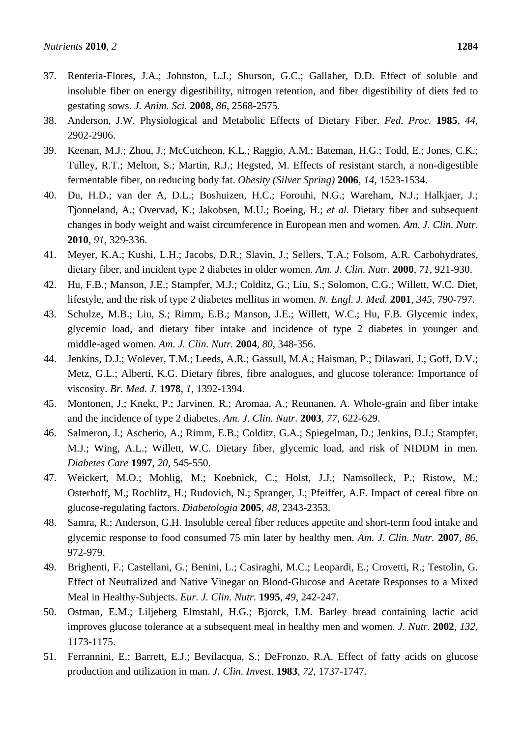37. Renteria-Flores, J.A.; Johnston, L.J.; Shurson, G.C.; Gallaher, D.D. Effect of soluble and insoluble fiber on energy digestibility, nitrogen retention, and fiber digestibility of diets fed to gestating sows. *J. Anim. Sci.* **2008**, *86*, 2568-2575.
38. Anderson, J.W. Physiological and Metabolic Effects of Dietary Fiber. *Fed. Proc.* **1985**, *44*, 2902-2906.
39. Keenan, M.J.; Zhou, J.; McCutcheon, K.L.; Raggio, A.M.; Bateman, H.G.; Todd, E.; Jones, C.K.; Tulley, R.T.; Melton, S.; Martin, R.J.; Hegsted, M. Effects of resistant starch, a non-digestible fermentable fiber, on reducing body fat. *Obesity (Silver Spring)* **2006**, *14*, 1523-1534.
40. Du, H.D.; van der A, D.L.; Boshuizen, H.C.; Forouhi, N.G.; Wareham, N.J.; Halkjaer, J.; Tjonneland, A.; Overvad, K.; Jakobsen, M.U.; Boeing, H.; *et al.* Dietary fiber and subsequent changes in body weight and waist circumference in European men and women. *Am. J. Clin. Nutr.* **2010**, *91*, 329-336.
41. Meyer, K.A.; Kushi, L.H.; Jacobs, D.R.; Slavin, J.; Sellers, T.A.; Folsom, A.R. Carbohydrates, dietary fiber, and incident type 2 diabetes in older women. *Am. J. Clin. Nutr.* **2000**, *71*, 921-930.
42. Hu, F.B.; Manson, J.E.; Stampfer, M.J.; Colditz, G.; Liu, S.; Solomon, C.G.; Willett, W.C. Diet, lifestyle, and the risk of type 2 diabetes mellitus in women. *N. Engl. J. Med.* **2001**, *345*, 790-797.
43. Schulze, M.B.; Liu, S.; Rimm, E.B.; Manson, J.E.; Willett, W.C.; Hu, F.B. Glycemic index, glycemic load, and dietary fiber intake and incidence of type 2 diabetes in younger and middle-aged women. *Am. J. Clin. Nutr.* **2004**, *80*, 348-356.
44. Jenkins, D.J.; Wolever, T.M.; Leeds, A.R.; Gassull, M.A.; Haisman, P.; Dilawari, J.; Goff, D.V.; Metz, G.L.; Alberti, K.G. Dietary fibres, fibre analogues, and glucose tolerance: Importance of viscosity. *Br. Med. J.* **1978**, *1*, 1392-1394.
45. Montonen, J.; Knekt, P.; Jarvinen, R.; Aromaa, A.; Reunanen, A. Whole-grain and fiber intake and the incidence of type 2 diabetes. *Am. J. Clin. Nutr.* **2003**, *77*, 622-629.
46. Salmeron, J.; Ascherio, A.; Rimm, E.B.; Colditz, G.A.; Spiegelman, D.; Jenkins, D.J.; Stampfer, M.J.; Wing, A.L.; Willett, W.C. Dietary fiber, glycemic load, and risk of NIDDM in men. *Diabetes Care* **1997**, *20*, 545-550.
47. Weickert, M.O.; Mohlig, M.; Koebnick, C.; Holst, J.J.; Namsolleck, P.; Ristow, M.; Osterhoff, M.; Rochlitz, H.; Rudovich, N.; Spranger, J.; Pfeiffer, A.F. Impact of cereal fibre on glucose-regulating factors. *Diabetologia* **2005**, *48*, 2343-2353.
48. Samra, R.; Anderson, G.H. Insoluble cereal fiber reduces appetite and short-term food intake and glycemic response to food consumed 75 min later by healthy men. *Am. J. Clin. Nutr.* **2007**, *86*, 972-979.
49. Brighenti, F.; Castellani, G.; Benini, L.; Casiraghi, M.C.; Leopardi, E.; Crovetti, R.; Testolin, G. Effect of Neutralized and Native Vinegar on Blood-Glucose and Acetate Responses to a Mixed Meal in Healthy-Subjects. *Eur. J. Clin. Nutr.* **1995**, *49*, 242-247.
50. Ostman, E.M.; Liljeberg Elmstahl, H.G.; Bjorck, I.M. Barley bread containing lactic acid improves glucose tolerance at a subsequent meal in healthy men and women. *J. Nutr.* **2002**, *132*, 1173-1175.
51. Ferrannini, E.; Barrett, E.J.; Bevilacqua, S.; DeFronzo, R.A. Effect of fatty acids on glucose production and utilization in man. *J. Clin. Invest.* **1983**, *72*, 1737-1747.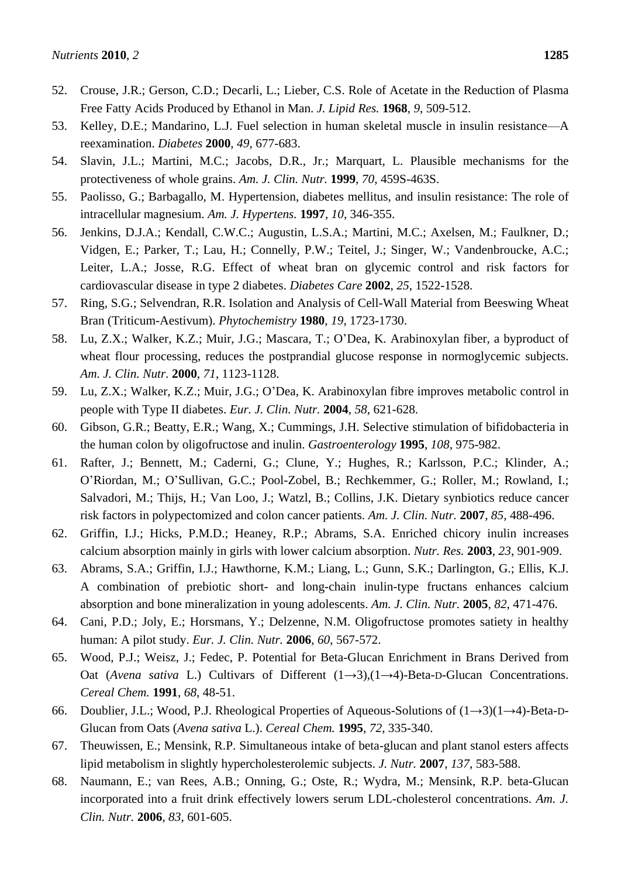52. Crouse, J.R.; Gerson, C.D.; Decarli, L.; Lieber, C.S. Role of Acetate in the Reduction of Plasma Free Fatty Acids Produced by Ethanol in Man. *J. Lipid Res.* **1968**, *9*, 509-512.
53. Kelley, D.E.; Mandarino, L.J. Fuel selection in human skeletal muscle in insulin resistance—A reexamination. *Diabetes* **2000**, *49*, 677-683.
54. Slavin, J.L.; Martini, M.C.; Jacobs, D.R., Jr.; Marquart, L. Plausible mechanisms for the protectiveness of whole grains. *Am. J. Clin. Nutr.* **1999**, *70*, 459S-463S.
55. Paolisso, G.; Barbagallo, M. Hypertension, diabetes mellitus, and insulin resistance: The role of intracellular magnesium. *Am. J. Hypertens.* **1997**, *10*, 346-355.
56. Jenkins, D.J.A.; Kendall, C.W.C.; Augustin, L.S.A.; Martini, M.C.; Axelsen, M.; Faulkner, D.; Vidgen, E.; Parker, T.; Lau, H.; Connelly, P.W.; Teitel, J.; Singer, W.; Vandenbroucke, A.C.; Leiter, L.A.; Josse, R.G. Effect of wheat bran on glycemic control and risk factors for cardiovascular disease in type 2 diabetes. *Diabetes Care* **2002**, *25*, 1522-1528.
57. Ring, S.G.; Selvendran, R.R. Isolation and Analysis of Cell-Wall Material from Beeswing Wheat Bran (Triticum-Aestivum). *Phytochemistry* **1980**, *19*, 1723-1730.
58. Lu, Z.X.; Walker, K.Z.; Muir, J.G.; Mascara, T.; O'Dea, K. Arabinoxylan fiber, a byproduct of wheat flour processing, reduces the postprandial glucose response in normoglycemic subjects. *Am. J. Clin. Nutr.* **2000**, *71*, 1123-1128.
59. Lu, Z.X.; Walker, K.Z.; Muir, J.G.; O'Dea, K. Arabinoxylan fibre improves metabolic control in people with Type II diabetes. *Eur. J. Clin. Nutr.* **2004**, *58*, 621-628.
60. Gibson, G.R.; Beatty, E.R.; Wang, X.; Cummings, J.H. Selective stimulation of bifidobacteria in the human colon by oligofructose and inulin. *Gastroenterology* **1995**, *108*, 975-982.
61. Rafter, J.; Bennett, M.; Caderni, G.; Clune, Y.; Hughes, R.; Karlsson, P.C.; Klinder, A.; O'Riordan, M.; O'Sullivan, G.C.; Pool-Zobel, B.; Rechkemmer, G.; Roller, M.; Rowland, I.; Salvadori, M.; Thijs, H.; Van Loo, J.; Watzl, B.; Collins, J.K. Dietary synbiotics reduce cancer risk factors in polypectomized and colon cancer patients. *Am. J. Clin. Nutr.* **2007**, *85*, 488-496.
62. Griffin, I.J.; Hicks, P.M.D.; Heaney, R.P.; Abrams, S.A. Enriched chicory inulin increases calcium absorption mainly in girls with lower calcium absorption. *Nutr. Res.* **2003**, *23*, 901-909.
63. Abrams, S.A.; Griffin, I.J.; Hawthorne, K.M.; Liang, L.; Gunn, S.K.; Darlington, G.; Ellis, K.J. A combination of prebiotic short- and long-chain inulin-type fructans enhances calcium absorption and bone mineralization in young adolescents. *Am. J. Clin. Nutr.* **2005**, *82*, 471-476.
64. Cani, P.D.; Joly, E.; Horsmans, Y.; Delzenne, N.M. Oligofructose promotes satiety in healthy human: A pilot study. *Eur. J. Clin. Nutr.* **2006**, *60*, 567-572.
65. Wood, P.J.; Weisz, J.; Fedec, P. Potential for Beta-Glucan Enrichment in Brans Derived from Oat (*Avena sativa* L.) Cultivars of Different (1→3),(1→4)-Beta-D-Glucan Concentrations. *Cereal Chem.* **1991**, *68*, 48-51.
66. Doublier, J.L.; Wood, P.J. Rheological Properties of Aqueous-Solutions of (1→3)(1→4)-Beta-D-Glucan from Oats (*Avena sativa* L.). *Cereal Chem.* **1995**, *72*, 335-340.
67. Theuwissen, E.; Mensink, R.P. Simultaneous intake of beta-glucan and plant stanol esters affects lipid metabolism in slightly hypercholesterolemic subjects. *J. Nutr.* **2007**, *137*, 583-588.
68. Naumann, E.; van Rees, A.B.; Onning, G.; Oste, R.; Wydra, M.; Mensink, R.P. beta-Glucan incorporated into a fruit drink effectively lowers serum LDL-cholesterol concentrations. *Am. J. Clin. Nutr.* **2006**, *83*, 601-605.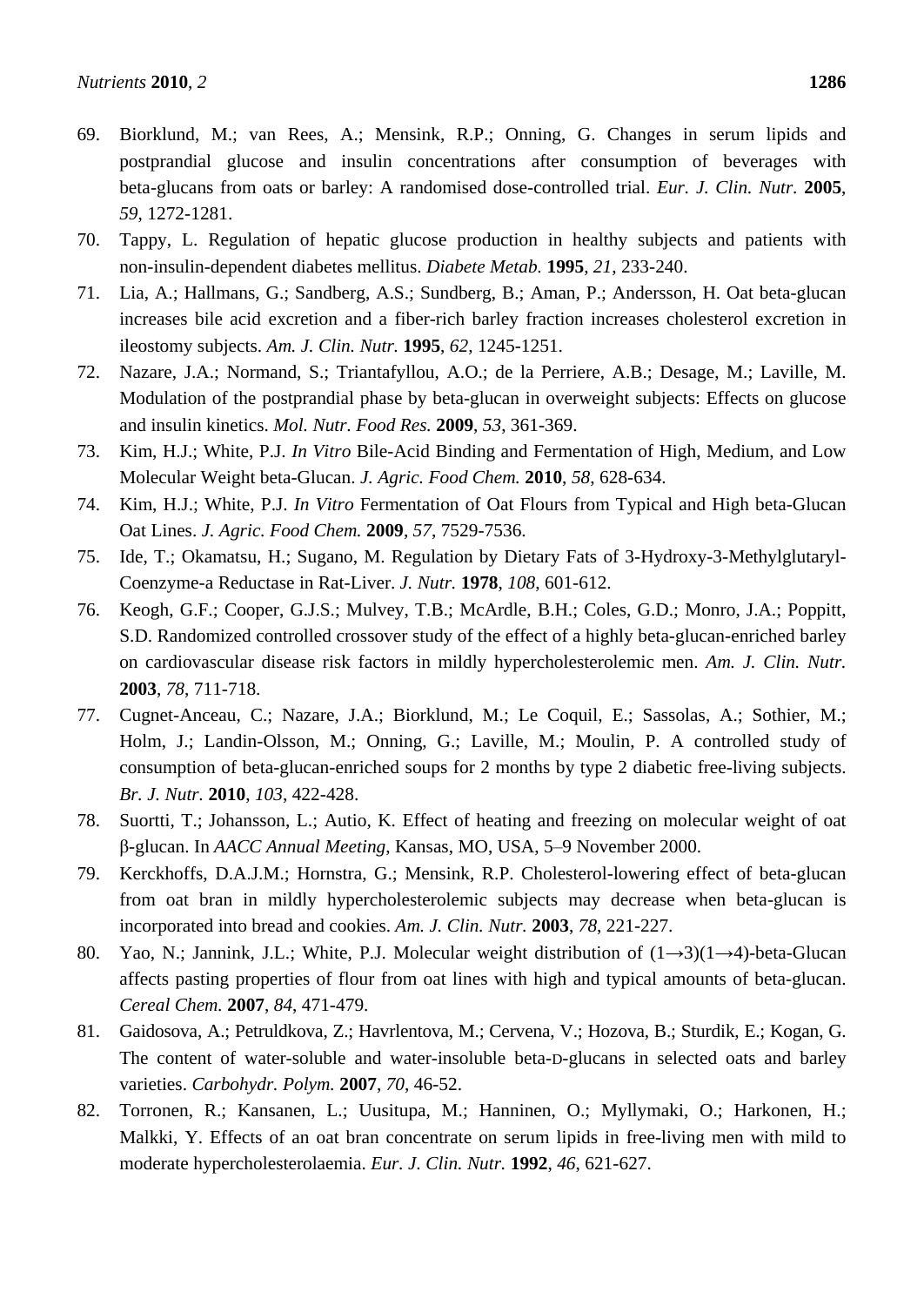69. Biorklund, M.; van Rees, A.; Mensink, R.P.; Onning, G. Changes in serum lipids and postprandial glucose and insulin concentrations after consumption of beverages with beta-glucans from oats or barley: A randomised dose-controlled trial. *Eur. J. Clin. Nutr.* **2005**, *59*, 1272-1281.
70. Tappy, L. Regulation of hepatic glucose production in healthy subjects and patients with non-insulin-dependent diabetes mellitus. *Diabete Metab.* **1995**, *21*, 233-240.
71. Lia, A.; Hallmans, G.; Sandberg, A.S.; Sundberg, B.; Aman, P.; Andersson, H. Oat beta-glucan increases bile acid excretion and a fiber-rich barley fraction increases cholesterol excretion in ileostomy subjects. *Am. J. Clin. Nutr.* **1995**, *62*, 1245-1251.
72. Nazare, J.A.; Normand, S.; Triantafyllou, A.O.; de la Perriere, A.B.; Desage, M.; Laville, M. Modulation of the postprandial phase by beta-glucan in overweight subjects: Effects on glucose and insulin kinetics. *Mol. Nutr. Food Res.* **2009**, *53*, 361-369.
73. Kim, H.J.; White, P.J. *In Vitro* Bile-Acid Binding and Fermentation of High, Medium, and Low Molecular Weight beta-Glucan. *J. Agric. Food Chem.* **2010**, *58*, 628-634.
74. Kim, H.J.; White, P.J. *In Vitro* Fermentation of Oat Flours from Typical and High beta-Glucan Oat Lines. *J. Agric. Food Chem.* **2009**, *57*, 7529-7536.
75. Ide, T.; Okamatsu, H.; Sugano, M. Regulation by Dietary Fats of 3-Hydroxy-3-Methylglutaryl-Coenzyme-a Reductase in Rat-Liver. *J. Nutr.* **1978**, *108*, 601-612.
76. Keogh, G.F.; Cooper, G.J.S.; Mulvey, T.B.; McArdle, B.H.; Coles, G.D.; Monro, J.A.; Poppitt, S.D. Randomized controlled crossover study of the effect of a highly beta-glucan-enriched barley on cardiovascular disease risk factors in mildly hypercholesterolemic men. *Am. J. Clin. Nutr.* **2003**, *78*, 711-718.
77. Cugnet-Anceau, C.; Nazare, J.A.; Biorklund, M.; Le Coquil, E.; Sassolas, A.; Sothier, M.; Holm, J.; Landin-Olsson, M.; Onning, G.; Laville, M.; Moulin, P. A controlled study of consumption of beta-glucan-enriched soups for 2 months by type 2 diabetic free-living subjects. *Br. J. Nutr.* **2010**, *103*, 422-428.
78. Suortti, T.; Johansson, L.; Autio, K. Effect of heating and freezing on molecular weight of oat β-glucan. In *AACC Annual Meeting*, Kansas, MO, USA, 5–9 November 2000.
79. Kerckhoffs, D.A.J.M.; Hornstra, G.; Mensink, R.P. Cholesterol-lowering effect of beta-glucan from oat bran in mildly hypercholesterolemic subjects may decrease when beta-glucan is incorporated into bread and cookies. *Am. J. Clin. Nutr.* **2003**, *78*, 221-227.
80. Yao, N.; Jannink, J.L.; White, P.J. Molecular weight distribution of (1→3)(1→4)-beta-Glucan affects pasting properties of flour from oat lines with high and typical amounts of beta-glucan. *Cereal Chem.* **2007**, *84*, 471-479.
81. Gaidosova, A.; Petruldkova, Z.; Havrlentova, M.; Cervena, V.; Hozova, B.; Sturdik, E.; Kogan, G. The content of water-soluble and water-insoluble beta-D-glucans in selected oats and barley varieties. *Carbohydr. Polym.* **2007**, *70*, 46-52.
82. Torronen, R.; Kansanen, L.; Uusitupa, M.; Hanninen, O.; Myllymaki, O.; Harkonen, H.; Malkki, Y. Effects of an oat bran concentrate on serum lipids in free-living men with mild to moderate hypercholesterolaemia. *Eur. J. Clin. Nutr.* **1992**, *46*, 621-627.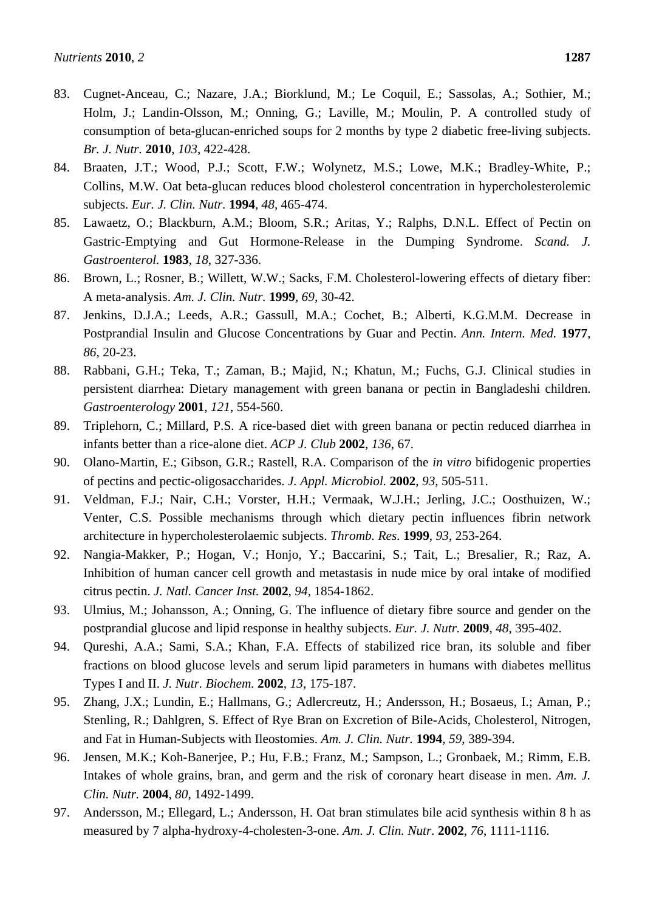83. Cugnet-Anceau, C.; Nazare, J.A.; Biorklund, M.; Le Coquil, E.; Sassolas, A.; Sothier, M.; Holm, J.; Landin-Olsson, M.; Onning, G.; Laville, M.; Moulin, P. A controlled study of consumption of beta-glucan-enriched soups for 2 months by type 2 diabetic free-living subjects. *Br. J. Nutr.* **2010**, *103*, 422-428.
84. Braaten, J.T.; Wood, P.J.; Scott, F.W.; Wolynetz, M.S.; Lowe, M.K.; Bradley-White, P.; Collins, M.W. Oat beta-glucan reduces blood cholesterol concentration in hypercholesterolemic subjects. *Eur. J. Clin. Nutr.* **1994**, *48*, 465-474.
85. Lawaetz, O.; Blackburn, A.M.; Bloom, S.R.; Aritas, Y.; Ralphs, D.N.L. Effect of Pectin on Gastric-Emptying and Gut Hormone-Release in the Dumping Syndrome. *Scand. J. Gastroenterol.* **1983**, *18*, 327-336.
86. Brown, L.; Rosner, B.; Willett, W.W.; Sacks, F.M. Cholesterol-lowering effects of dietary fiber: A meta-analysis. *Am. J. Clin. Nutr.* **1999**, *69*, 30-42.
87. Jenkins, D.J.A.; Leeds, A.R.; Gassull, M.A.; Cochet, B.; Alberti, K.G.M.M. Decrease in Postprandial Insulin and Glucose Concentrations by Guar and Pectin. *Ann. Intern. Med.* **1977**, *86*, 20-23.
88. Rabbani, G.H.; Teka, T.; Zaman, B.; Majid, N.; Khatun, M.; Fuchs, G.J. Clinical studies in persistent diarrhea: Dietary management with green banana or pectin in Bangladeshi children. *Gastroenterology* **2001**, *121*, 554-560.
89. Triplehorn, C.; Millard, P.S. A rice-based diet with green banana or pectin reduced diarrhea in infants better than a rice-alone diet. *ACP J. Club* **2002**, *136*, 67.
90. Olano-Martin, E.; Gibson, G.R.; Rastell, R.A. Comparison of the *in vitro* bifidogenic properties of pectins and pectic-oligosaccharides. *J. Appl. Microbiol.* **2002**, *93*, 505-511.
91. Veldman, F.J.; Nair, C.H.; Vorster, H.H.; Vermaak, W.J.H.; Jerling, J.C.; Oosthuizen, W.; Venter, C.S. Possible mechanisms through which dietary pectin influences fibrin network architecture in hypercholesterolaemic subjects. *Thromb. Res.* **1999**, *93*, 253-264.
92. Nangia-Makker, P.; Hogan, V.; Honjo, Y.; Baccarini, S.; Tait, L.; Bresalier, R.; Raz, A. Inhibition of human cancer cell growth and metastasis in nude mice by oral intake of modified citrus pectin. *J. Natl. Cancer Inst.* **2002**, *94*, 1854-1862.
93. Ulmius, M.; Johansson, A.; Onning, G. The influence of dietary fibre source and gender on the postprandial glucose and lipid response in healthy subjects. *Eur. J. Nutr.* **2009**, *48*, 395-402.
94. Qureshi, A.A.; Sami, S.A.; Khan, F.A. Effects of stabilized rice bran, its soluble and fiber fractions on blood glucose levels and serum lipid parameters in humans with diabetes mellitus Types I and II. *J. Nutr. Biochem.* **2002**, *13*, 175-187.
95. Zhang, J.X.; Lundin, E.; Hallmans, G.; Adlercreutz, H.; Andersson, H.; Bosaeus, I.; Aman, P.; Stenling, R.; Dahlgren, S. Effect of Rye Bran on Excretion of Bile-Acids, Cholesterol, Nitrogen, and Fat in Human-Subjects with Ileostomies. *Am. J. Clin. Nutr.* **1994**, *59*, 389-394.
96. Jensen, M.K.; Koh-Banerjee, P.; Hu, F.B.; Franz, M.; Sampson, L.; Gronbaek, M.; Rimm, E.B. Intakes of whole grains, bran, and germ and the risk of coronary heart disease in men. *Am. J. Clin. Nutr.* **2004**, *80*, 1492-1499.
97. Andersson, M.; Ellegard, L.; Andersson, H. Oat bran stimulates bile acid synthesis within 8 h as measured by 7 alpha-hydroxy-4-cholesten-3-one. *Am. J. Clin. Nutr.* **2002**, *76*, 1111-1116.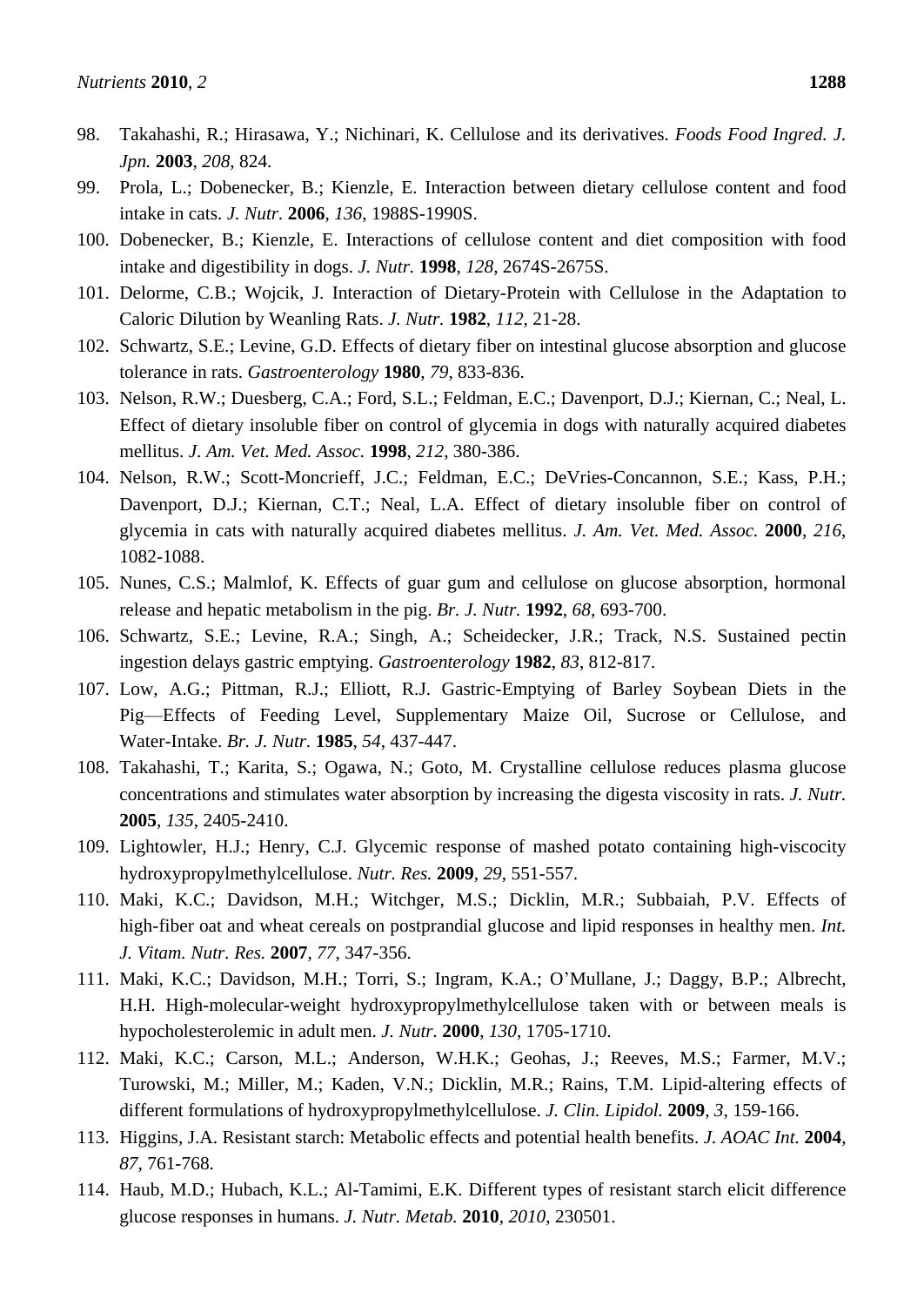98. Takahashi, R.; Hirasawa, Y.; Nichinari, K. Cellulose and its derivatives. *Foods Food Ingred. J. Jpn.* **2003**, *208*, 824.
99. Prola, L.; Dobenecker, B.; Kienzle, E. Interaction between dietary cellulose content and food intake in cats. *J. Nutr.* **2006**, *136*, 1988S-1990S.
100. Dobenecker, B.; Kienzle, E. Interactions of cellulose content and diet composition with food intake and digestibility in dogs. *J. Nutr.* **1998**, *128*, 2674S-2675S.
101. Delorme, C.B.; Wojcik, J. Interaction of Dietary-Protein with Cellulose in the Adaptation to Caloric Dilution by Weanling Rats. *J. Nutr.* **1982**, *112*, 21-28.
102. Schwartz, S.E.; Levine, G.D. Effects of dietary fiber on intestinal glucose absorption and glucose tolerance in rats. *Gastroenterology* **1980**, *79*, 833-836.
103. Nelson, R.W.; Duesberg, C.A.; Ford, S.L.; Feldman, E.C.; Davenport, D.J.; Kiernan, C.; Neal, L. Effect of dietary insoluble fiber on control of glycemia in dogs with naturally acquired diabetes mellitus. *J. Am. Vet. Med. Assoc.* **1998**, *212*, 380-386.
104. Nelson, R.W.; Scott-Moncrieff, J.C.; Feldman, E.C.; DeVries-Concannon, S.E.; Kass, P.H.; Davenport, D.J.; Kiernan, C.T.; Neal, L.A. Effect of dietary insoluble fiber on control of glycemia in cats with naturally acquired diabetes mellitus. *J. Am. Vet. Med. Assoc.* **2000**, *216*, 1082-1088.
105. Nunes, C.S.; Malmlof, K. Effects of guar gum and cellulose on glucose absorption, hormonal release and hepatic metabolism in the pig. *Br. J. Nutr.* **1992**, *68*, 693-700.
106. Schwartz, S.E.; Levine, R.A.; Singh, A.; Scheidecker, J.R.; Track, N.S. Sustained pectin ingestion delays gastric emptying. *Gastroenterology* **1982**, *83*, 812-817.
107. Low, A.G.; Pittman, R.J.; Elliott, R.J. Gastric-Emptying of Barley Soybean Diets in the Pig—Effects of Feeding Level, Supplementary Maize Oil, Sucrose or Cellulose, and Water-Intake. *Br. J. Nutr.* **1985**, *54*, 437-447.
108. Takahashi, T.; Karita, S.; Ogawa, N.; Goto, M. Crystalline cellulose reduces plasma glucose concentrations and stimulates water absorption by increasing the digesta viscosity in rats. *J. Nutr.* **2005**, *135*, 2405-2410.
109. Lightowler, H.J.; Henry, C.J. Glycemic response of mashed potato containing high-viscocity hydroxypropylmethylcellulose. *Nutr. Res.* **2009**, *29*, 551-557.
110. Maki, K.C.; Davidson, M.H.; Witchger, M.S.; Dicklin, M.R.; Subbaiah, P.V. Effects of high-fiber oat and wheat cereals on postprandial glucose and lipid responses in healthy men. *Int. J. Vitam. Nutr. Res.* **2007**, *77*, 347-356.
111. Maki, K.C.; Davidson, M.H.; Torri, S.; Ingram, K.A.; O'Mullane, J.; Daggy, B.P.; Albrecht, H.H. High-molecular-weight hydroxypropylmethylcellulose taken with or between meals is hypocholesterolemic in adult men. *J. Nutr.* **2000**, *130*, 1705-1710.
112. Maki, K.C.; Carson, M.L.; Anderson, W.H.K.; Geohas, J.; Reeves, M.S.; Farmer, M.V.; Turowski, M.; Miller, M.; Kaden, V.N.; Dicklin, M.R.; Rains, T.M. Lipid-altering effects of different formulations of hydroxypropylmethylcellulose. *J. Clin. Lipidol.* **2009**, *3*, 159-166.
113. Higgins, J.A. Resistant starch: Metabolic effects and potential health benefits. *J. AOAC Int.* **2004**, *87*, 761-768.
114. Haub, M.D.; Hubach, K.L.; Al-Tamimi, E.K. Different types of resistant starch elicit difference glucose responses in humans. *J. Nutr. Metab.* **2010**, *2010*, 230501.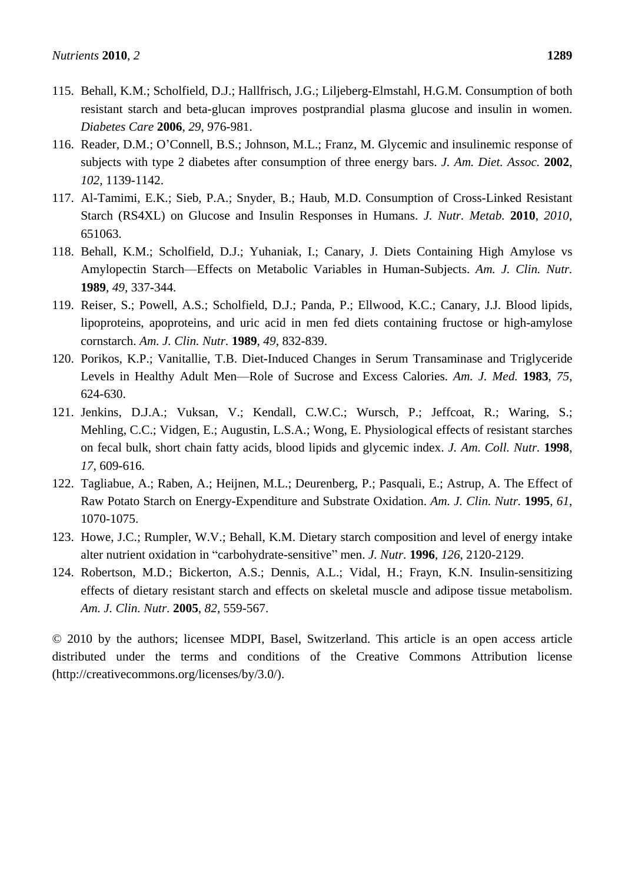115. Behall, K.M.; Scholfield, D.J.; Hallfrisch, J.G.; Liljeberg-Elmstahl, H.G.M. Consumption of both resistant starch and beta-glucan improves postprandial plasma glucose and insulin in women. *Diabetes Care* **2006**, *29*, 976-981.
116. Reader, D.M.; O'Connell, B.S.; Johnson, M.L.; Franz, M. Glycemic and insulinemic response of subjects with type 2 diabetes after consumption of three energy bars. *J. Am. Diet. Assoc.* **2002**, *102*, 1139-1142.
117. Al-Tamimi, E.K.; Sieb, P.A.; Snyder, B.; Haub, M.D. Consumption of Cross-Linked Resistant Starch (RS4XL) on Glucose and Insulin Responses in Humans. *J. Nutr. Metab.* **2010**, *2010*, 651063.
118. Behall, K.M.; Scholfield, D.J.; Yuhaniak, I.; Canary, J. Diets Containing High Amylose vs Amylopectin Starch—Effects on Metabolic Variables in Human-Subjects. *Am. J. Clin. Nutr.* **1989**, *49*, 337-344.
119. Reiser, S.; Powell, A.S.; Scholfield, D.J.; Panda, P.; Ellwood, K.C.; Canary, J.J. Blood lipids, lipoproteins, apoproteins, and uric acid in men fed diets containing fructose or high-amylose cornstarch. *Am. J. Clin. Nutr*. **1989**, *49*, 832-839.
120. Porikos, K.P.; Vanitallie, T.B. Diet-Induced Changes in Serum Transaminase and Triglyceride Levels in Healthy Adult Men—Role of Sucrose and Excess Calories. *Am. J. Med.* **1983**, *75*, 624-630.
121. Jenkins, D.J.A.; Vuksan, V.; Kendall, C.W.C.; Wursch, P.; Jeffcoat, R.; Waring, S.; Mehling, C.C.; Vidgen, E.; Augustin, L.S.A.; Wong, E. Physiological effects of resistant starches on fecal bulk, short chain fatty acids, blood lipids and glycemic index. *J. Am. Coll. Nutr.* **1998**, *17*, 609-616.
122. Tagliabue, A.; Raben, A.; Heijnen, M.L.; Deurenberg, P.; Pasquali, E.; Astrup, A. The Effect of Raw Potato Starch on Energy-Expenditure and Substrate Oxidation. *Am. J. Clin. Nutr.* **1995**, *61*, 1070-1075.
123. Howe, J.C.; Rumpler, W.V.; Behall, K.M. Dietary starch composition and level of energy intake alter nutrient oxidation in "carbohydrate-sensitive" men. *J. Nutr.* **1996**, *126*, 2120-2129.
124. Robertson, M.D.; Bickerton, A.S.; Dennis, A.L.; Vidal, H.; Frayn, K.N. Insulin-sensitizing effects of dietary resistant starch and effects on skeletal muscle and adipose tissue metabolism. *Am. J. Clin. Nutr.* **2005**, *82*, 559-567.

© 2010 by the authors; licensee MDPI, Basel, Switzerland. This article is an open access article distributed under the terms and conditions of the Creative Commons Attribution license (http://creativecommons.org/licenses/by/3.0/).